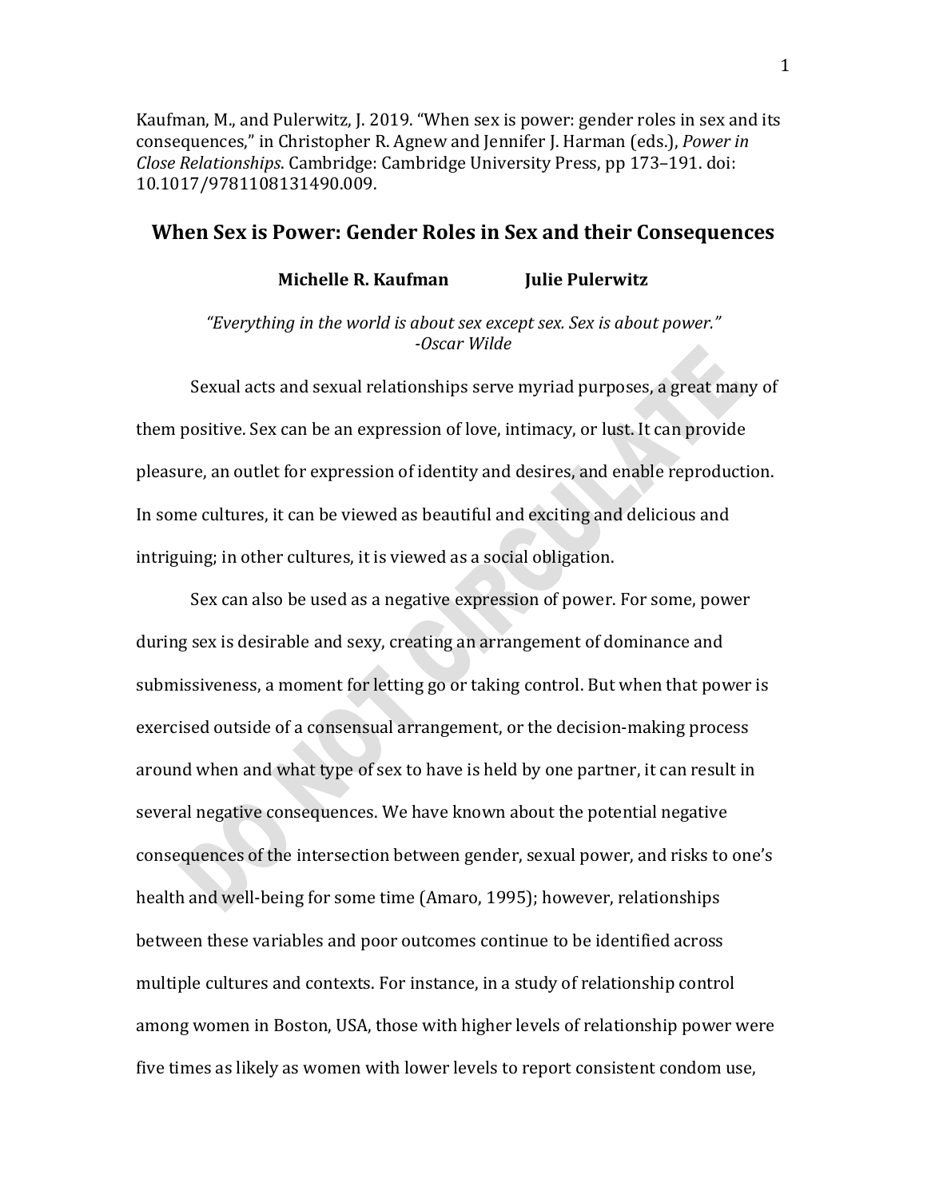Kaufman, M., and Pulerwitz, J. 2019. "When sex is power: gender roles in sex and its consequences," in Christopher R. Agnew and Jennifer J. Harman (eds.), *Power in Close Relationships*. Cambridge: Cambridge University Press, pp 173–191. doi: 10.1017/9781108131490.009.

# When Sex is Power: Gender Roles in Sex and their Consequences

**Michelle R. Kaufman** **Julie Pulerwitz**

*"Everything in the world is about sex except sex. Sex is about power."*
*-Oscar Wilde*

Sexual acts and sexual relationships serve myriad purposes, a great many of them positive. Sex can be an expression of love, intimacy, or lust. It can provide pleasure, an outlet for expression of identity and desires, and enable reproduction. In some cultures, it can be viewed as beautiful and exciting and delicious and intriguing; in other cultures, it is viewed as a social obligation.

Sex can also be used as a negative expression of power. For some, power during sex is desirable and sexy, creating an arrangement of dominance and submissiveness, a moment for letting go or taking control. But when that power is exercised outside of a consensual arrangement, or the decision-making process around when and what type of sex to have is held by one partner, it can result in several negative consequences. We have known about the potential negative consequences of the intersection between gender, sexual power, and risks to one's health and well-being for some time (Amaro, 1995); however, relationships between these variables and poor outcomes continue to be identified across multiple cultures and contexts. For instance, in a study of relationship control among women in Boston, USA, those with higher levels of relationship power were five times as likely as women with lower levels to report consistent condom use,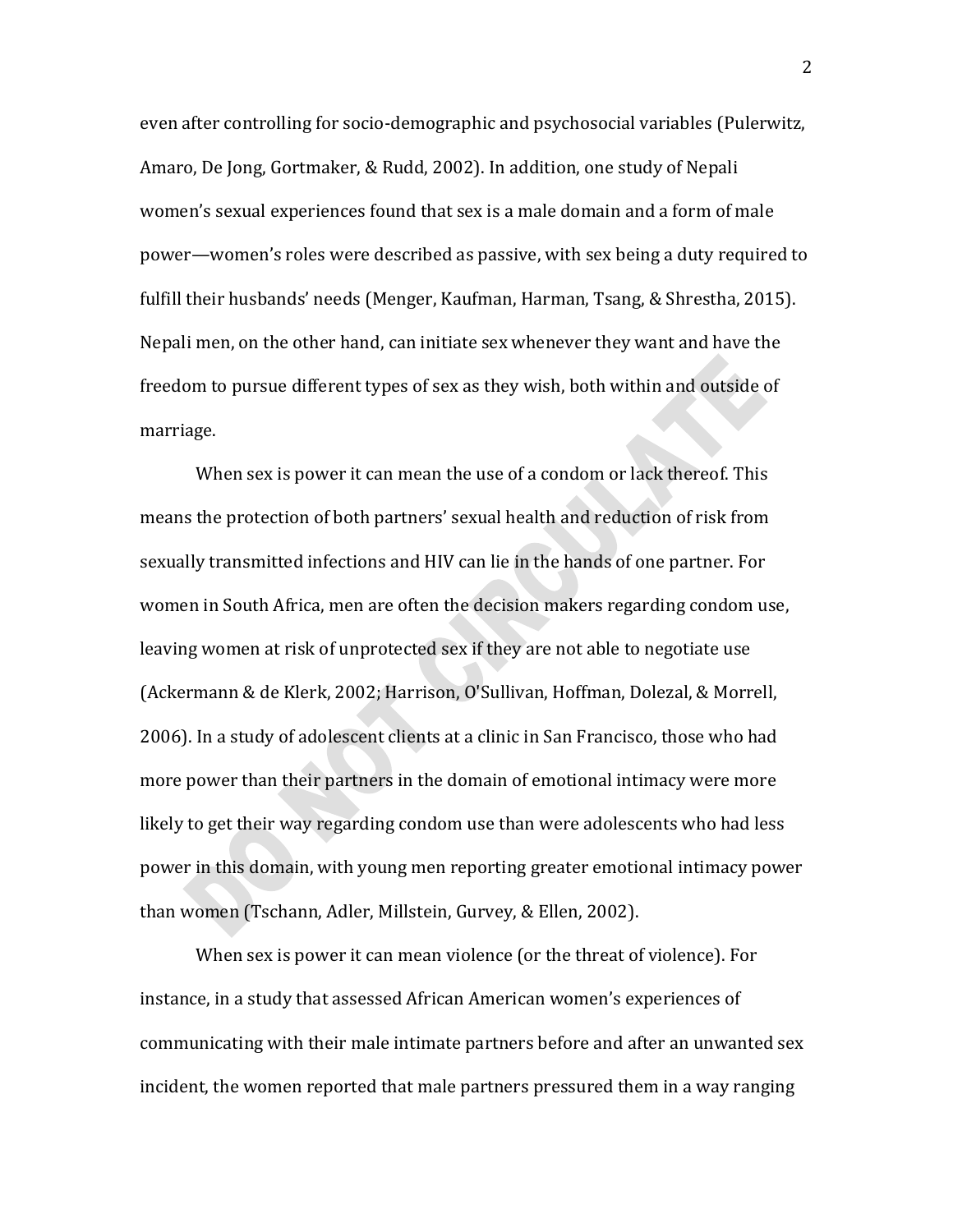even after controlling for socio-demographic and psychosocial variables (Pulerwitz, Amaro, De Jong, Gortmaker, & Rudd, 2002). In addition, one study of Nepali women's sexual experiences found that sex is a male domain and a form of male power—women's roles were described as passive, with sex being a duty required to fulfill their husbands' needs (Menger, Kaufman, Harman, Tsang, & Shrestha, 2015). Nepali men, on the other hand, can initiate sex whenever they want and have the freedom to pursue different types of sex as they wish, both within and outside of marriage.

When sex is power it can mean the use of a condom or lack thereof. This means the protection of both partners' sexual health and reduction of risk from sexually transmitted infections and HIV can lie in the hands of one partner. For women in South Africa, men are often the decision makers regarding condom use, leaving women at risk of unprotected sex if they are not able to negotiate use (Ackermann & de Klerk, 2002; Harrison, O'Sullivan, Hoffman, Dolezal, & Morrell, 2006). In a study of adolescent clients at a clinic in San Francisco, those who had more power than their partners in the domain of emotional intimacy were more likely to get their way regarding condom use than were adolescents who had less power in this domain, with young men reporting greater emotional intimacy power than women (Tschann, Adler, Millstein, Gurvey, & Ellen, 2002).

When sex is power it can mean violence (or the threat of violence). For instance, in a study that assessed African American women's experiences of communicating with their male intimate partners before and after an unwanted sex incident, the women reported that male partners pressured them in a way ranging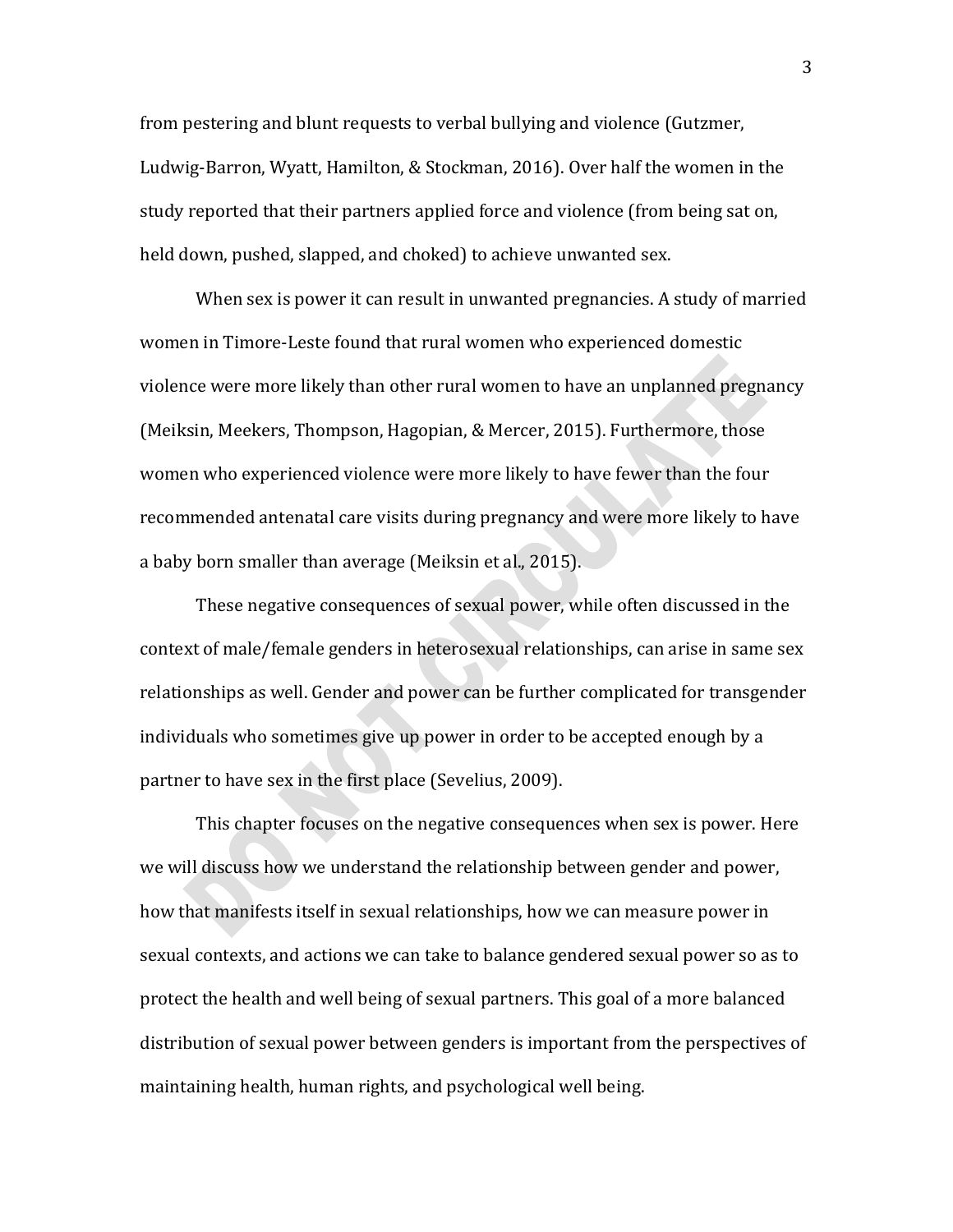from pestering and blunt requests to verbal bullying and violence (Gutzmer, Ludwig-Barron, Wyatt, Hamilton, & Stockman, 2016). Over half the women in the study reported that their partners applied force and violence (from being sat on, held down, pushed, slapped, and choked) to achieve unwanted sex.

When sex is power it can result in unwanted pregnancies. A study of married women in Timore-Leste found that rural women who experienced domestic violence were more likely than other rural women to have an unplanned pregnancy (Meiksin, Meekers, Thompson, Hagopian, & Mercer, 2015). Furthermore, those women who experienced violence were more likely to have fewer than the four recommended antenatal care visits during pregnancy and were more likely to have a baby born smaller than average (Meiksin et al., 2015).

These negative consequences of sexual power, while often discussed in the context of male/female genders in heterosexual relationships, can arise in same sex relationships as well. Gender and power can be further complicated for transgender individuals who sometimes give up power in order to be accepted enough by a partner to have sex in the first place (Sevelius, 2009).

This chapter focuses on the negative consequences when sex is power. Here we will discuss how we understand the relationship between gender and power, how that manifests itself in sexual relationships, how we can measure power in sexual contexts, and actions we can take to balance gendered sexual power so as to protect the health and well being of sexual partners. This goal of a more balanced distribution of sexual power between genders is important from the perspectives of maintaining health, human rights, and psychological well being.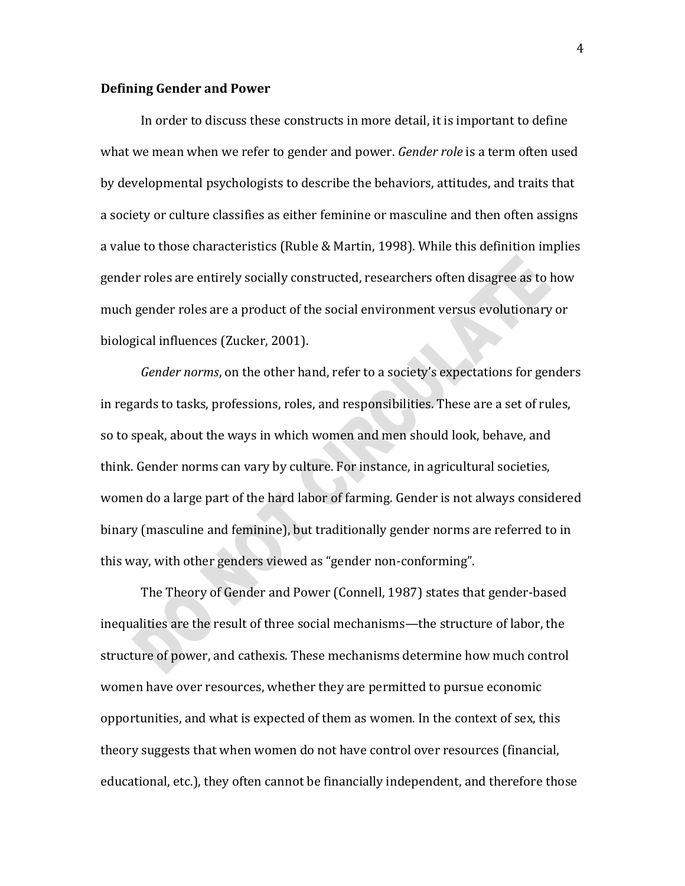**Defining Gender and Power**

In order to discuss these constructs in more detail, it is important to define what we mean when we refer to gender and power. *Gender role* is a term often used by developmental psychologists to describe the behaviors, attitudes, and traits that a society or culture classifies as either feminine or masculine and then often assigns a value to those characteristics (Ruble & Martin, 1998). While this definition implies gender roles are entirely socially constructed, researchers often disagree as to how much gender roles are a product of the social environment versus evolutionary or biological influences (Zucker, 2001).

*Gender norms*, on the other hand, refer to a society's expectations for genders in regards to tasks, professions, roles, and responsibilities. These are a set of rules, so to speak, about the ways in which women and men should look, behave, and think. Gender norms can vary by culture. For instance, in agricultural societies, women do a large part of the hard labor of farming. Gender is not always considered binary (masculine and feminine), but traditionally gender norms are referred to in this way, with other genders viewed as "gender non-conforming".

The Theory of Gender and Power (Connell, 1987) states that gender-based inequalities are the result of three social mechanisms—the structure of labor, the structure of power, and cathexis. These mechanisms determine how much control women have over resources, whether they are permitted to pursue economic opportunities, and what is expected of them as women. In the context of sex, this theory suggests that when women do not have control over resources (financial, educational, etc.), they often cannot be financially independent, and therefore those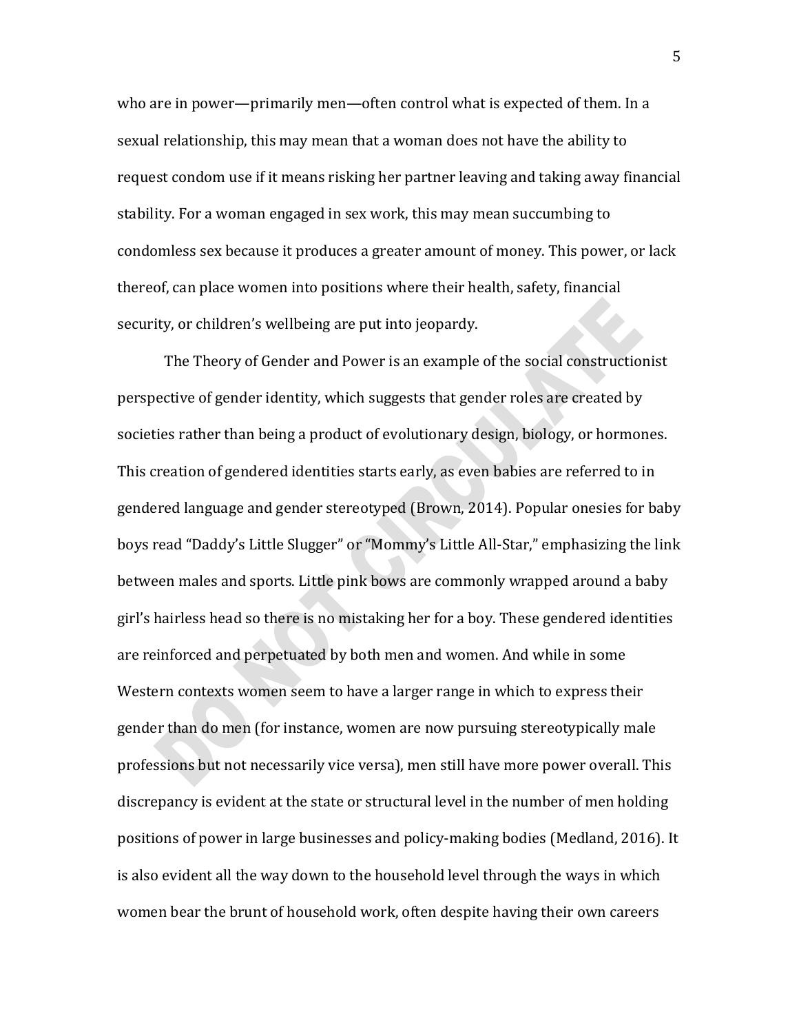who are in power—primarily men—often control what is expected of them. In a sexual relationship, this may mean that a woman does not have the ability to request condom use if it means risking her partner leaving and taking away financial stability. For a woman engaged in sex work, this may mean succumbing to condomless sex because it produces a greater amount of money. This power, or lack thereof, can place women into positions where their health, safety, financial security, or children's wellbeing are put into jeopardy.

The Theory of Gender and Power is an example of the social constructionist perspective of gender identity, which suggests that gender roles are created by societies rather than being a product of evolutionary design, biology, or hormones. This creation of gendered identities starts early, as even babies are referred to in gendered language and gender stereotyped (Brown, 2014). Popular onesies for baby boys read "Daddy's Little Slugger" or "Mommy's Little All-Star," emphasizing the link between males and sports. Little pink bows are commonly wrapped around a baby girl's hairless head so there is no mistaking her for a boy. These gendered identities are reinforced and perpetuated by both men and women. And while in some Western contexts women seem to have a larger range in which to express their gender than do men (for instance, women are now pursuing stereotypically male professions but not necessarily vice versa), men still have more power overall. This discrepancy is evident at the state or structural level in the number of men holding positions of power in large businesses and policy-making bodies (Medland, 2016). It is also evident all the way down to the household level through the ways in which women bear the brunt of household work, often despite having their own careers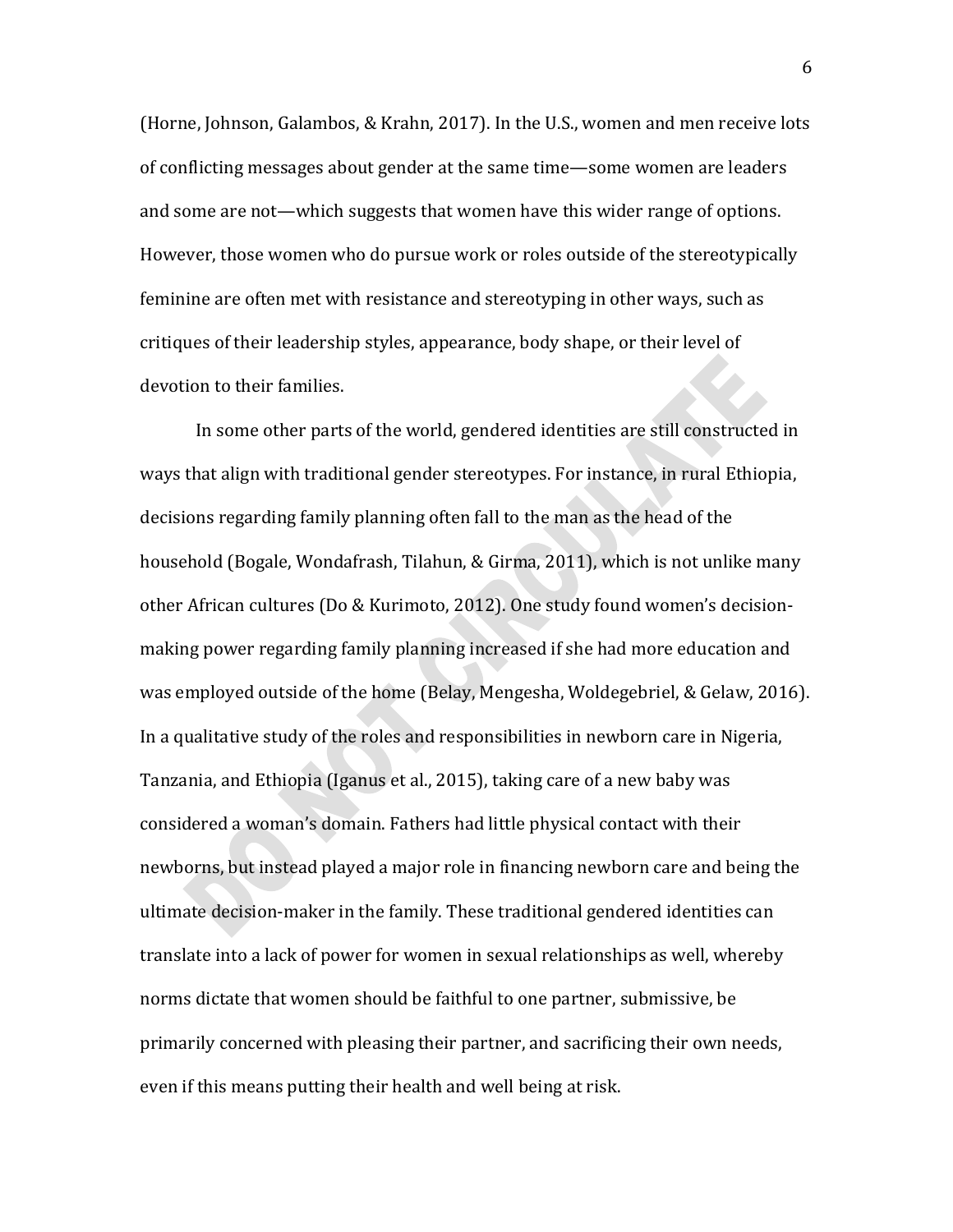(Horne, Johnson, Galambos, & Krahn, 2017). In the U.S., women and men receive lots of conflicting messages about gender at the same time—some women are leaders and some are not—which suggests that women have this wider range of options. However, those women who do pursue work or roles outside of the stereotypically feminine are often met with resistance and stereotyping in other ways, such as critiques of their leadership styles, appearance, body shape, or their level of devotion to their families.

In some other parts of the world, gendered identities are still constructed in ways that align with traditional gender stereotypes. For instance, in rural Ethiopia, decisions regarding family planning often fall to the man as the head of the household (Bogale, Wondafrash, Tilahun, & Girma, 2011), which is not unlike many other African cultures (Do & Kurimoto, 2012). One study found women's decision-making power regarding family planning increased if she had more education and was employed outside of the home (Belay, Mengesha, Woldegebriel, & Gelaw, 2016). In a qualitative study of the roles and responsibilities in newborn care in Nigeria, Tanzania, and Ethiopia (Iganus et al., 2015), taking care of a new baby was considered a woman's domain. Fathers had little physical contact with their newborns, but instead played a major role in financing newborn care and being the ultimate decision-maker in the family. These traditional gendered identities can translate into a lack of power for women in sexual relationships as well, whereby norms dictate that women should be faithful to one partner, submissive, be primarily concerned with pleasing their partner, and sacrificing their own needs, even if this means putting their health and well being at risk.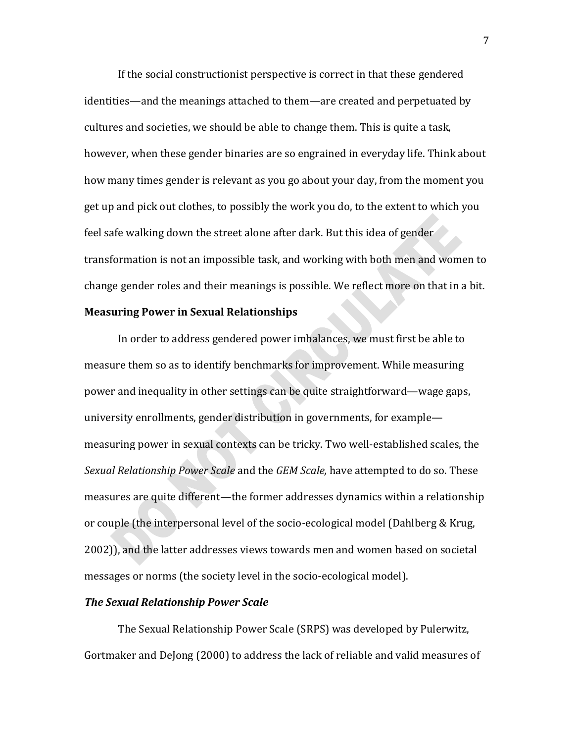If the social constructionist perspective is correct in that these gendered identities—and the meanings attached to them—are created and perpetuated by cultures and societies, we should be able to change them. This is quite a task, however, when these gender binaries are so engrained in everyday life. Think about how many times gender is relevant as you go about your day, from the moment you get up and pick out clothes, to possibly the work you do, to the extent to which you feel safe walking down the street alone after dark. But this idea of gender transformation is not an impossible task, and working with both men and women to change gender roles and their meanings is possible. We reflect more on that in a bit.

## Measuring Power in Sexual Relationships

In order to address gendered power imbalances, we must first be able to measure them so as to identify benchmarks for improvement. While measuring power and inequality in other settings can be quite straightforward—wage gaps, university enrollments, gender distribution in governments, for example—measuring power in sexual contexts can be tricky. Two well-established scales, the *Sexual Relationship Power Scale* and the *GEM Scale,* have attempted to do so. These measures are quite different—the former addresses dynamics within a relationship or couple (the interpersonal level of the socio-ecological model (Dahlberg & Krug, 2002)), and the latter addresses views towards men and women based on societal messages or norms (the society level in the socio-ecological model).

### *The Sexual Relationship Power Scale*

The Sexual Relationship Power Scale (SRPS) was developed by Pulerwitz, Gortmaker and DeJong (2000) to address the lack of reliable and valid measures of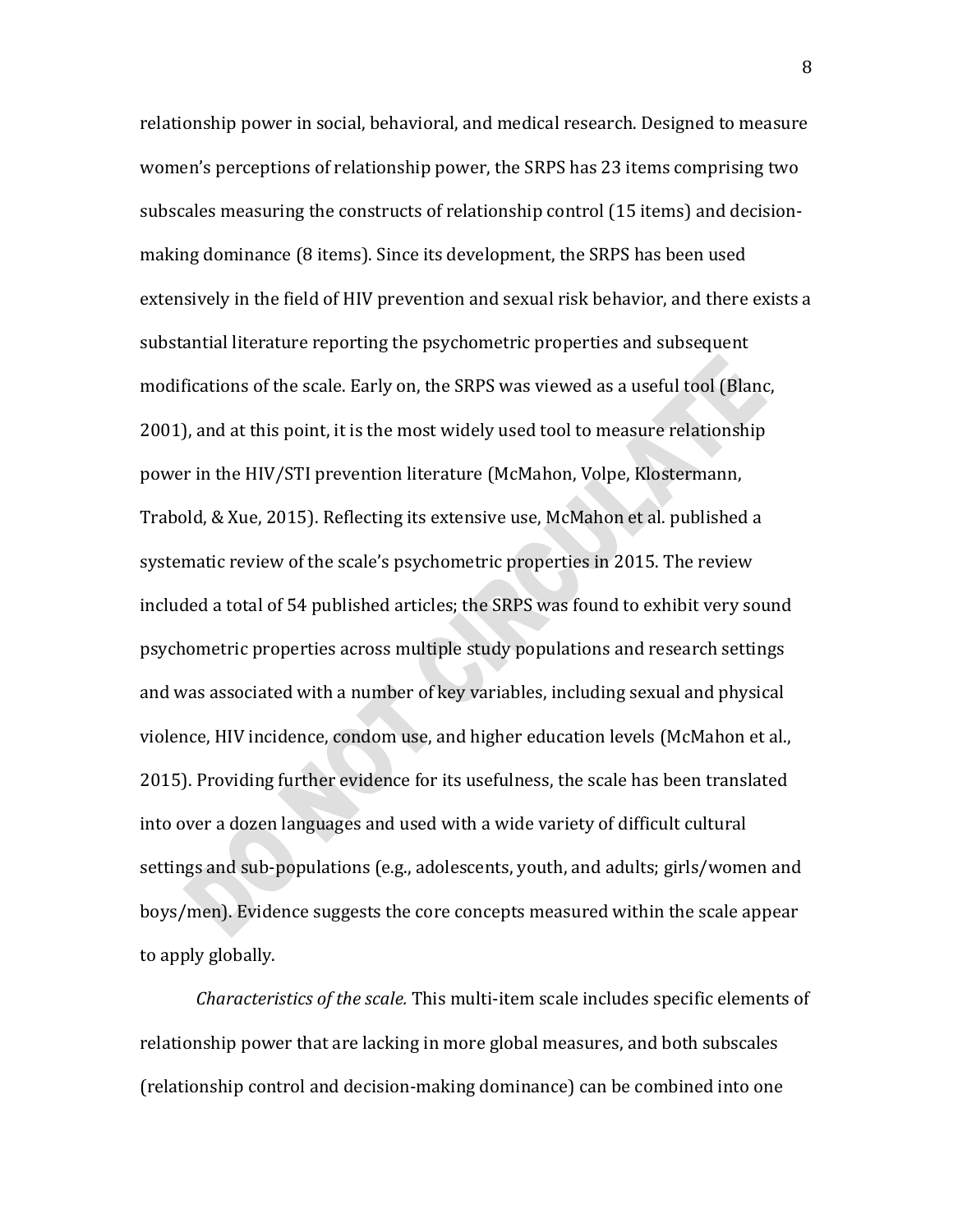relationship power in social, behavioral, and medical research. Designed to measure women's perceptions of relationship power, the SRPS has 23 items comprising two subscales measuring the constructs of relationship control (15 items) and decision-making dominance (8 items). Since its development, the SRPS has been used extensively in the field of HIV prevention and sexual risk behavior, and there exists a substantial literature reporting the psychometric properties and subsequent modifications of the scale. Early on, the SRPS was viewed as a useful tool (Blanc, 2001), and at this point, it is the most widely used tool to measure relationship power in the HIV/STI prevention literature (McMahon, Volpe, Klostermann, Trabold, & Xue, 2015). Reflecting its extensive use, McMahon et al. published a systematic review of the scale's psychometric properties in 2015. The review included a total of 54 published articles; the SRPS was found to exhibit very sound psychometric properties across multiple study populations and research settings and was associated with a number of key variables, including sexual and physical violence, HIV incidence, condom use, and higher education levels (McMahon et al., 2015). Providing further evidence for its usefulness, the scale has been translated into over a dozen languages and used with a wide variety of difficult cultural settings and sub-populations (e.g., adolescents, youth, and adults; girls/women and boys/men). Evidence suggests the core concepts measured within the scale appear to apply globally.

*Characteristics of the scale.* This multi-item scale includes specific elements of relationship power that are lacking in more global measures, and both subscales (relationship control and decision-making dominance) can be combined into one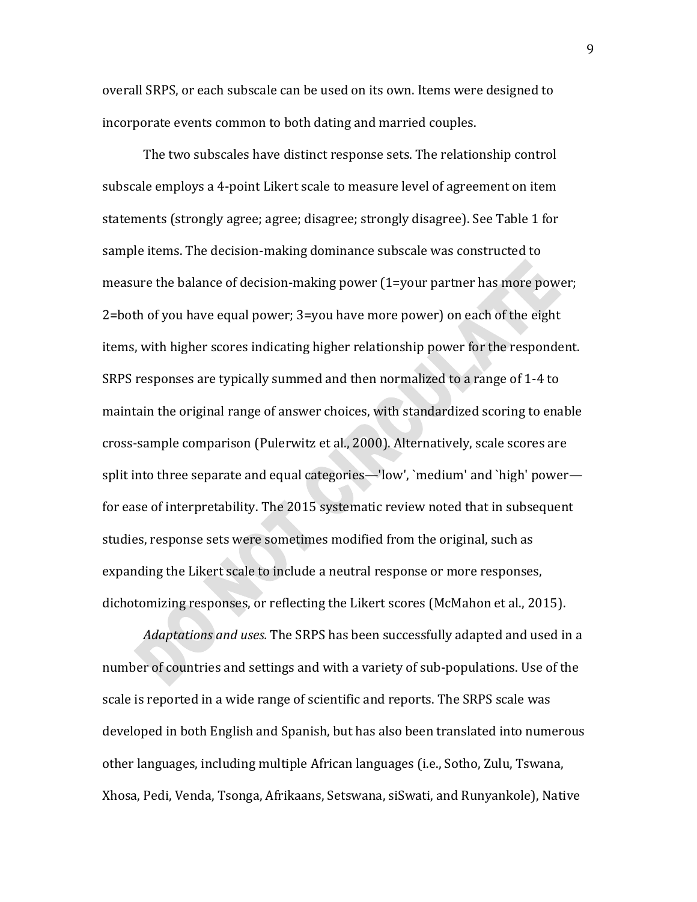overall SRPS, or each subscale can be used on its own. Items were designed to incorporate events common to both dating and married couples.

The two subscales have distinct response sets. The relationship control subscale employs a 4-point Likert scale to measure level of agreement on item statements (strongly agree; agree; disagree; strongly disagree). See Table 1 for sample items. The decision-making dominance subscale was constructed to measure the balance of decision-making power (1=your partner has more power; 2=both of you have equal power; 3=you have more power) on each of the eight items, with higher scores indicating higher relationship power for the respondent. SRPS responses are typically summed and then normalized to a range of 1-4 to maintain the original range of answer choices, with standardized scoring to enable cross-sample comparison (Pulerwitz et al., 2000). Alternatively, scale scores are split into three separate and equal categories—'low', `medium' and `high' power—for ease of interpretability. The 2015 systematic review noted that in subsequent studies, response sets were sometimes modified from the original, such as expanding the Likert scale to include a neutral response or more responses, dichotomizing responses, or reflecting the Likert scores (McMahon et al., 2015).

*Adaptations and uses.* The SRPS has been successfully adapted and used in a number of countries and settings and with a variety of sub-populations. Use of the scale is reported in a wide range of scientific and reports. The SRPS scale was developed in both English and Spanish, but has also been translated into numerous other languages, including multiple African languages (i.e., Sotho, Zulu, Tswana, Xhosa, Pedi, Venda, Tsonga, Afrikaans, Setswana, siSwati, and Runyankole), Native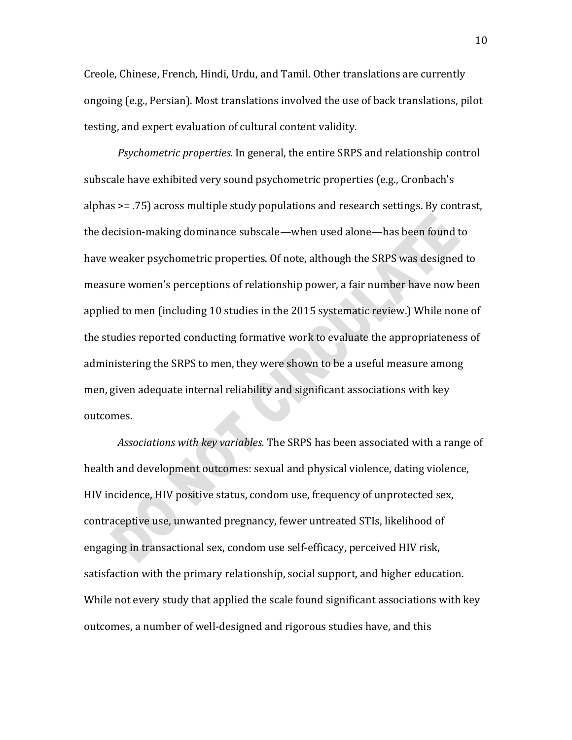Creole, Chinese, French, Hindi, Urdu, and Tamil. Other translations are currently ongoing (e.g., Persian). Most translations involved the use of back translations, pilot testing, and expert evaluation of cultural content validity.

*Psychometric properties.* In general, the entire SRPS and relationship control subscale have exhibited very sound psychometric properties (e.g., Cronbach's alphas >= .75) across multiple study populations and research settings. By contrast, the decision-making dominance subscale—when used alone—has been found to have weaker psychometric properties. Of note, although the SRPS was designed to measure women's perceptions of relationship power, a fair number have now been applied to men (including 10 studies in the 2015 systematic review.) While none of the studies reported conducting formative work to evaluate the appropriateness of administering the SRPS to men, they were shown to be a useful measure among men, given adequate internal reliability and significant associations with key outcomes.

*Associations with key variables.* The SRPS has been associated with a range of health and development outcomes: sexual and physical violence, dating violence, HIV incidence, HIV positive status, condom use, frequency of unprotected sex, contraceptive use, unwanted pregnancy, fewer untreated STIs, likelihood of engaging in transactional sex, condom use self-efficacy, perceived HIV risk, satisfaction with the primary relationship, social support, and higher education. While not every study that applied the scale found significant associations with key outcomes, a number of well-designed and rigorous studies have, and this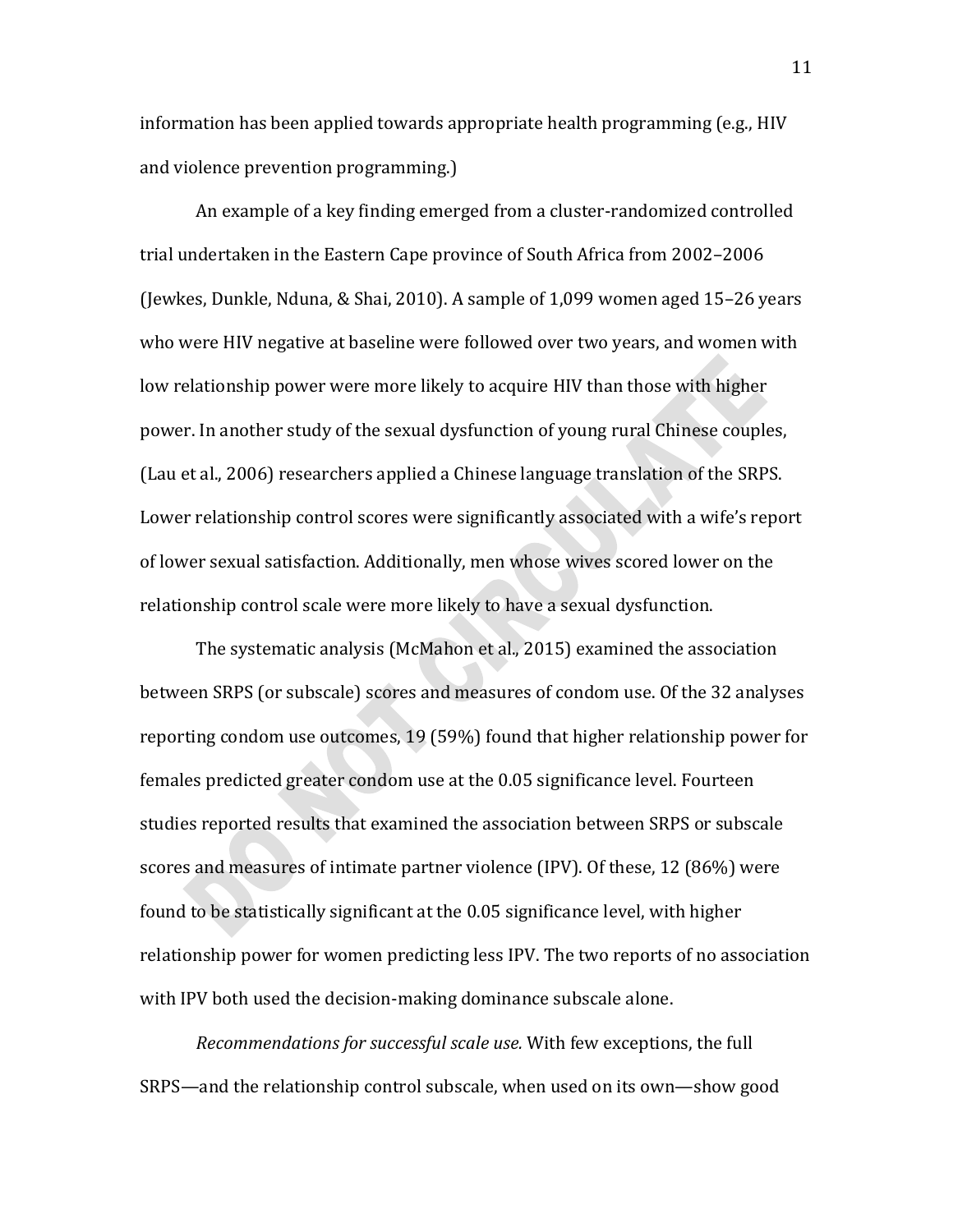information has been applied towards appropriate health programming (e.g., HIV and violence prevention programming.)

An example of a key finding emerged from a cluster-randomized controlled trial undertaken in the Eastern Cape province of South Africa from 2002–2006 (Jewkes, Dunkle, Nduna, & Shai, 2010). A sample of 1,099 women aged 15–26 years who were HIV negative at baseline were followed over two years, and women with low relationship power were more likely to acquire HIV than those with higher power. In another study of the sexual dysfunction of young rural Chinese couples, (Lau et al., 2006) researchers applied a Chinese language translation of the SRPS. Lower relationship control scores were significantly associated with a wife's report of lower sexual satisfaction. Additionally, men whose wives scored lower on the relationship control scale were more likely to have a sexual dysfunction.

The systematic analysis (McMahon et al., 2015) examined the association between SRPS (or subscale) scores and measures of condom use. Of the 32 analyses reporting condom use outcomes, 19 (59%) found that higher relationship power for females predicted greater condom use at the 0.05 significance level. Fourteen studies reported results that examined the association between SRPS or subscale scores and measures of intimate partner violence (IPV). Of these, 12 (86%) were found to be statistically significant at the 0.05 significance level, with higher relationship power for women predicting less IPV. The two reports of no association with IPV both used the decision-making dominance subscale alone.

*Recommendations for successful scale use.* With few exceptions, the full SRPS—and the relationship control subscale, when used on its own—show good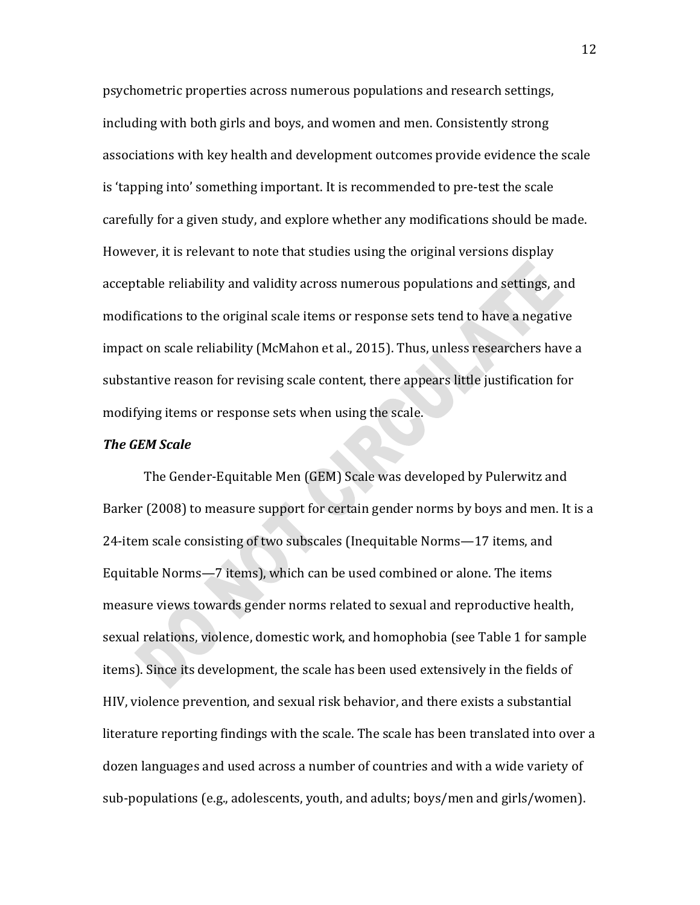psychometric properties across numerous populations and research settings, including with both girls and boys, and women and men. Consistently strong associations with key health and development outcomes provide evidence the scale is 'tapping into' something important. It is recommended to pre-test the scale carefully for a given study, and explore whether any modifications should be made. However, it is relevant to note that studies using the original versions display acceptable reliability and validity across numerous populations and settings, and modifications to the original scale items or response sets tend to have a negative impact on scale reliability (McMahon et al., 2015). Thus, unless researchers have a substantive reason for revising scale content, there appears little justification for modifying items or response sets when using the scale.

***The GEM Scale***

The Gender-Equitable Men (GEM) Scale was developed by Pulerwitz and Barker (2008) to measure support for certain gender norms by boys and men. It is a 24-item scale consisting of two subscales (Inequitable Norms—17 items, and Equitable Norms—7 items), which can be used combined or alone. The items measure views towards gender norms related to sexual and reproductive health, sexual relations, violence, domestic work, and homophobia (see Table 1 for sample items). Since its development, the scale has been used extensively in the fields of HIV, violence prevention, and sexual risk behavior, and there exists a substantial literature reporting findings with the scale. The scale has been translated into over a dozen languages and used across a number of countries and with a wide variety of sub-populations (e.g., adolescents, youth, and adults; boys/men and girls/women).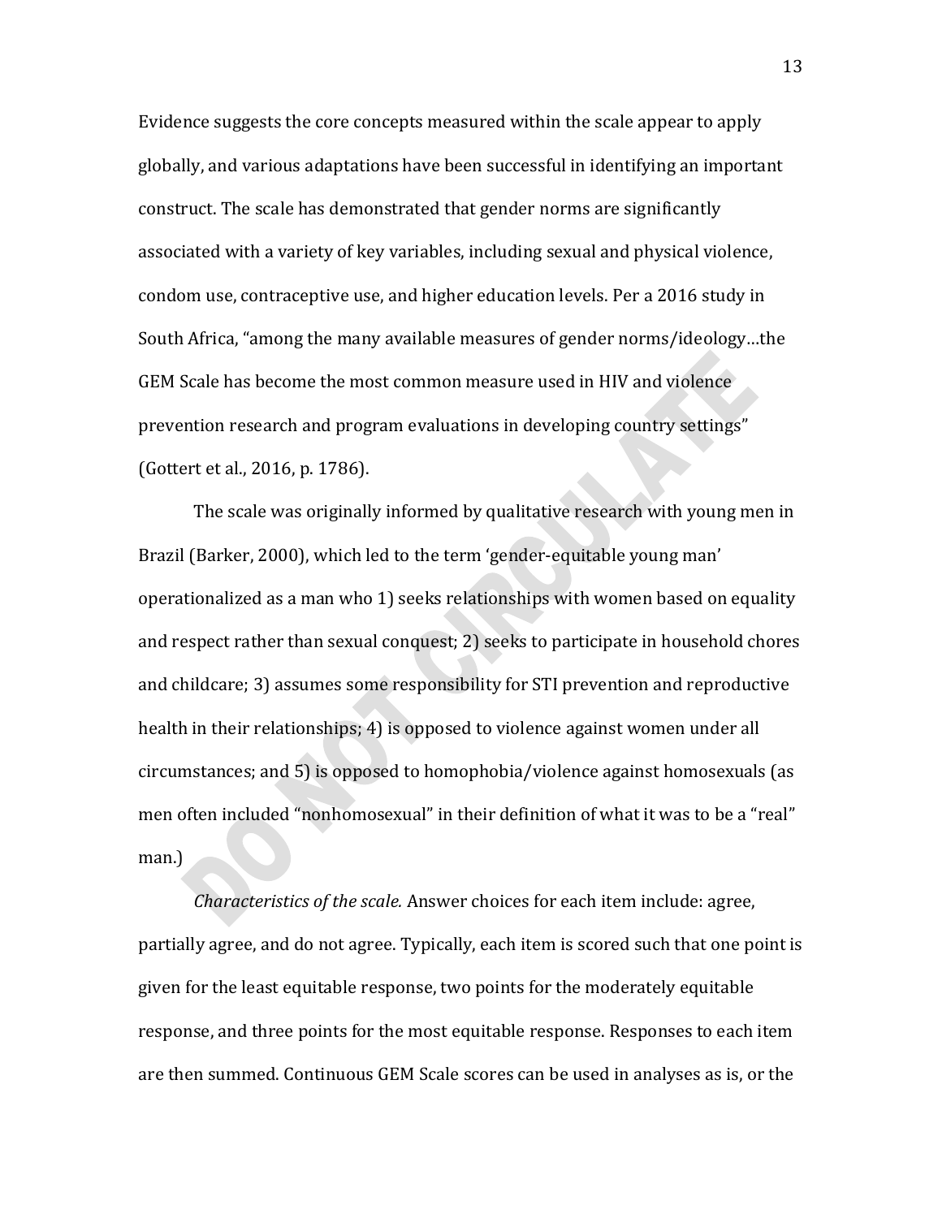Evidence suggests the core concepts measured within the scale appear to apply globally, and various adaptations have been successful in identifying an important construct. The scale has demonstrated that gender norms are significantly associated with a variety of key variables, including sexual and physical violence, condom use, contraceptive use, and higher education levels. Per a 2016 study in South Africa, "among the many available measures of gender norms/ideology…the GEM Scale has become the most common measure used in HIV and violence prevention research and program evaluations in developing country settings" (Gottert et al., 2016, p. 1786).

The scale was originally informed by qualitative research with young men in Brazil (Barker, 2000), which led to the term 'gender-equitable young man' operationalized as a man who 1) seeks relationships with women based on equality and respect rather than sexual conquest; 2) seeks to participate in household chores and childcare; 3) assumes some responsibility for STI prevention and reproductive health in their relationships; 4) is opposed to violence against women under all circumstances; and 5) is opposed to homophobia/violence against homosexuals (as men often included "nonhomosexual" in their definition of what it was to be a "real" man.)

*Characteristics of the scale.* Answer choices for each item include: agree, partially agree, and do not agree. Typically, each item is scored such that one point is given for the least equitable response, two points for the moderately equitable response, and three points for the most equitable response. Responses to each item are then summed. Continuous GEM Scale scores can be used in analyses as is, or the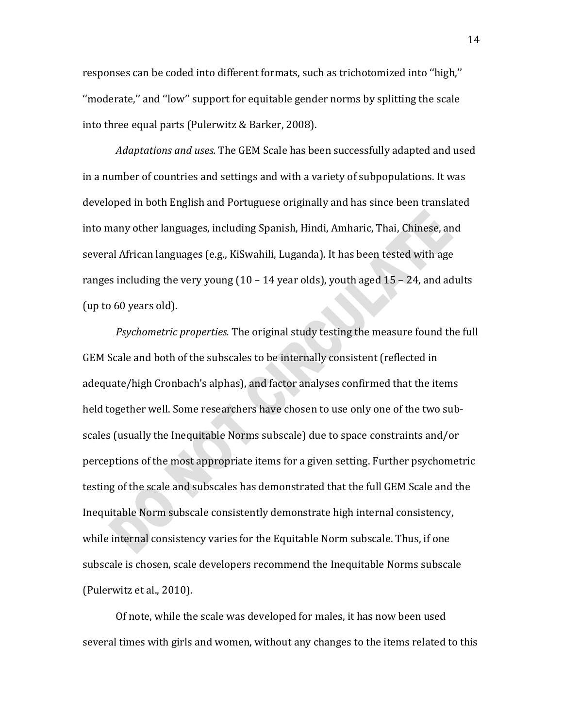responses can be coded into different formats, such as trichotomized into ''high,'' ''moderate,'' and ''low'' support for equitable gender norms by splitting the scale into three equal parts (Pulerwitz & Barker, 2008).

*Adaptations and uses.* The GEM Scale has been successfully adapted and used in a number of countries and settings and with a variety of subpopulations. It was developed in both English and Portuguese originally and has since been translated into many other languages, including Spanish, Hindi, Amharic, Thai, Chinese, and several African languages (e.g., KiSwahili, Luganda). It has been tested with age ranges including the very young (10 – 14 year olds), youth aged 15 – 24, and adults (up to 60 years old).

*Psychometric properties.* The original study testing the measure found the full GEM Scale and both of the subscales to be internally consistent (reflected in adequate/high Cronbach's alphas), and factor analyses confirmed that the items held together well. Some researchers have chosen to use only one of the two subscales (usually the Inequitable Norms subscale) due to space constraints and/or perceptions of the most appropriate items for a given setting. Further psychometric testing of the scale and subscales has demonstrated that the full GEM Scale and the Inequitable Norm subscale consistently demonstrate high internal consistency, while internal consistency varies for the Equitable Norm subscale. Thus, if one subscale is chosen, scale developers recommend the Inequitable Norms subscale (Pulerwitz et al., 2010).

Of note, while the scale was developed for males, it has now been used several times with girls and women, without any changes to the items related to this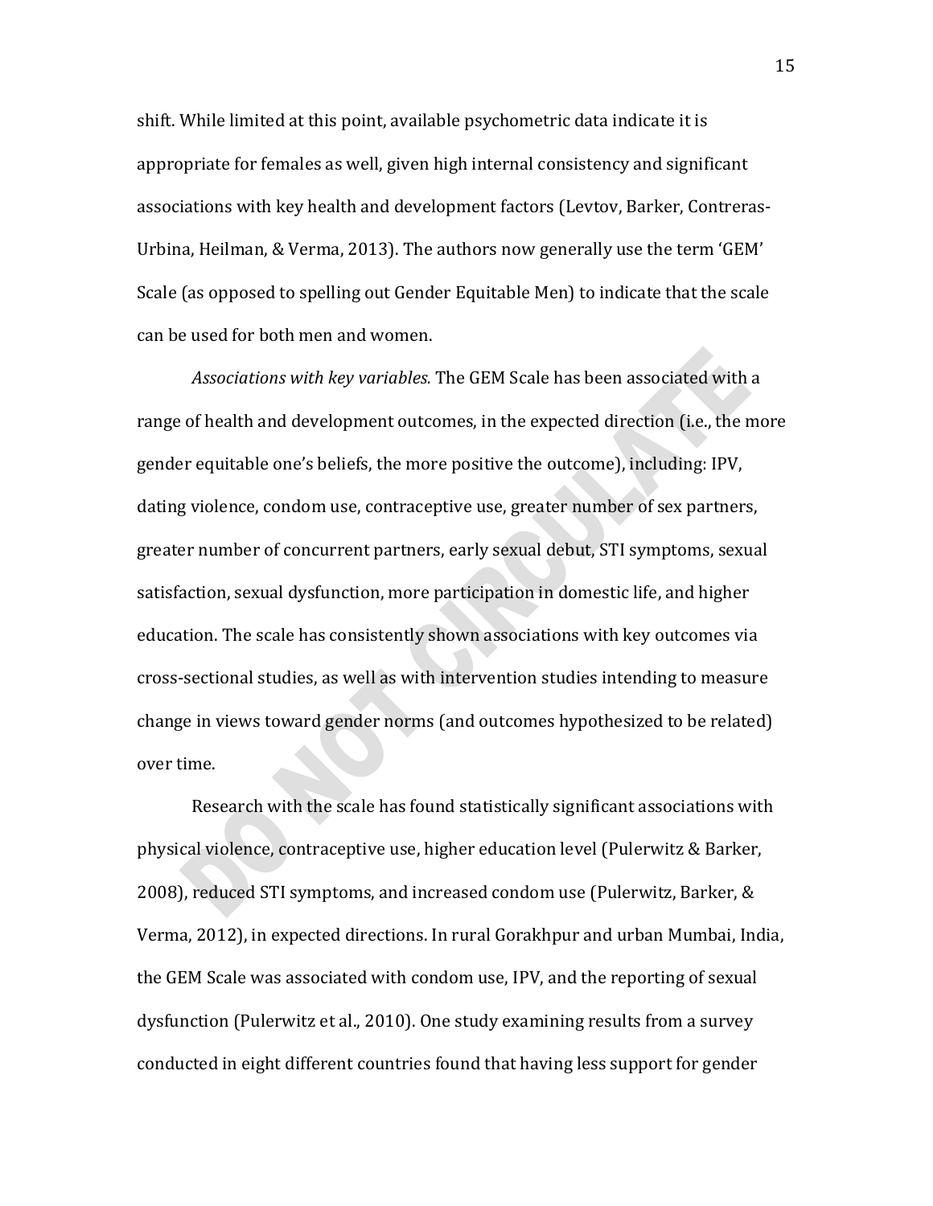shift. While limited at this point, available psychometric data indicate it is appropriate for females as well, given high internal consistency and significant associations with key health and development factors (Levtov, Barker, Contreras-Urbina, Heilman, & Verma, 2013). The authors now generally use the term 'GEM' Scale (as opposed to spelling out Gender Equitable Men) to indicate that the scale can be used for both men and women.

*Associations with key variables.* The GEM Scale has been associated with a range of health and development outcomes, in the expected direction (i.e., the more gender equitable one's beliefs, the more positive the outcome), including: IPV, dating violence, condom use, contraceptive use, greater number of sex partners, greater number of concurrent partners, early sexual debut, STI symptoms, sexual satisfaction, sexual dysfunction, more participation in domestic life, and higher education. The scale has consistently shown associations with key outcomes via cross-sectional studies, as well as with intervention studies intending to measure change in views toward gender norms (and outcomes hypothesized to be related) over time.

Research with the scale has found statistically significant associations with physical violence, contraceptive use, higher education level (Pulerwitz & Barker, 2008), reduced STI symptoms, and increased condom use (Pulerwitz, Barker, & Verma, 2012), in expected directions. In rural Gorakhpur and urban Mumbai, India, the GEM Scale was associated with condom use, IPV, and the reporting of sexual dysfunction (Pulerwitz et al., 2010). One study examining results from a survey conducted in eight different countries found that having less support for gender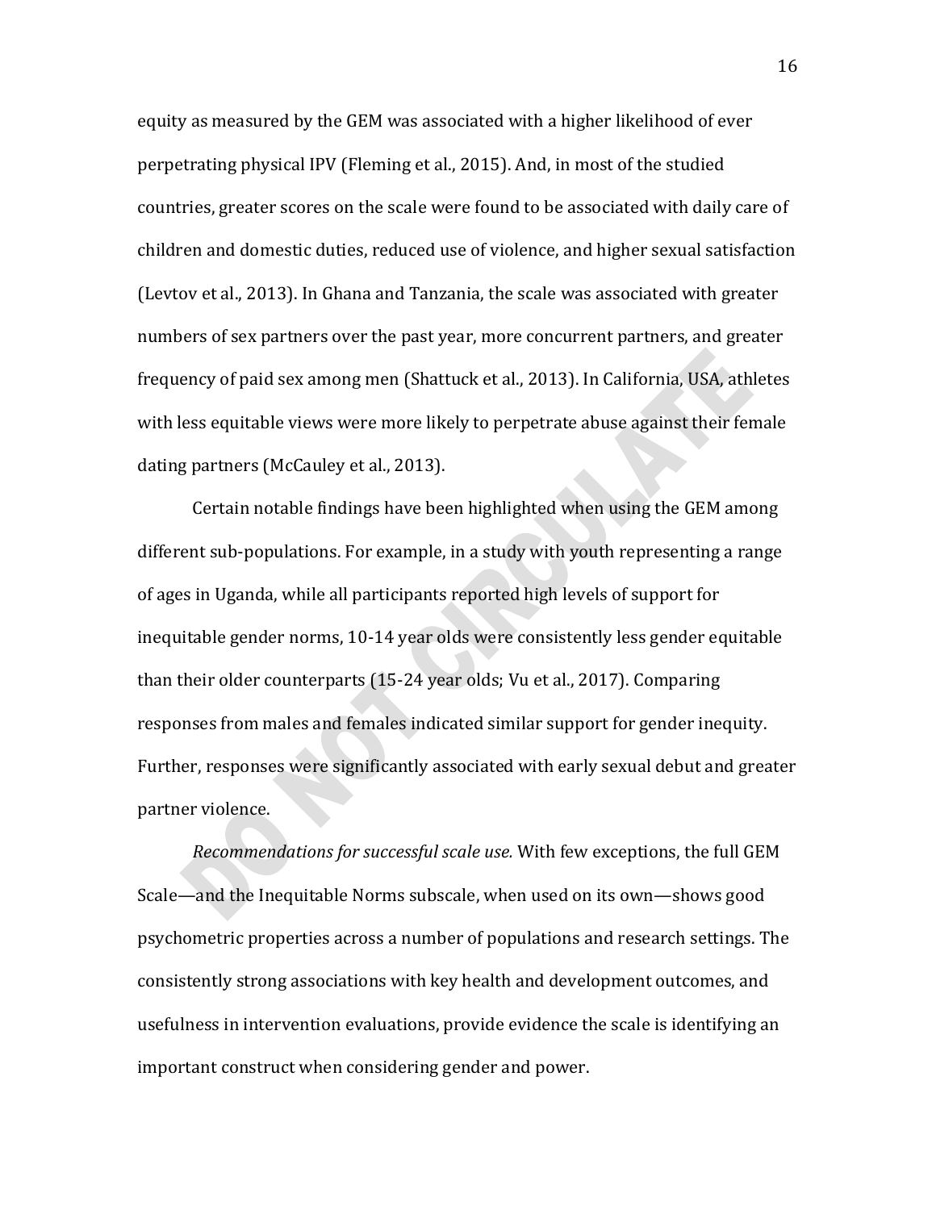equity as measured by the GEM was associated with a higher likelihood of ever perpetrating physical IPV (Fleming et al., 2015). And, in most of the studied countries, greater scores on the scale were found to be associated with daily care of children and domestic duties, reduced use of violence, and higher sexual satisfaction (Levtov et al., 2013). In Ghana and Tanzania, the scale was associated with greater numbers of sex partners over the past year, more concurrent partners, and greater frequency of paid sex among men (Shattuck et al., 2013). In California, USA, athletes with less equitable views were more likely to perpetrate abuse against their female dating partners (McCauley et al., 2013).

Certain notable findings have been highlighted when using the GEM among different sub-populations. For example, in a study with youth representing a range of ages in Uganda, while all participants reported high levels of support for inequitable gender norms, 10-14 year olds were consistently less gender equitable than their older counterparts (15-24 year olds; Vu et al., 2017). Comparing responses from males and females indicated similar support for gender inequity. Further, responses were significantly associated with early sexual debut and greater partner violence.

*Recommendations for successful scale use.* With few exceptions, the full GEM Scale—and the Inequitable Norms subscale, when used on its own—shows good psychometric properties across a number of populations and research settings. The consistently strong associations with key health and development outcomes, and usefulness in intervention evaluations, provide evidence the scale is identifying an important construct when considering gender and power.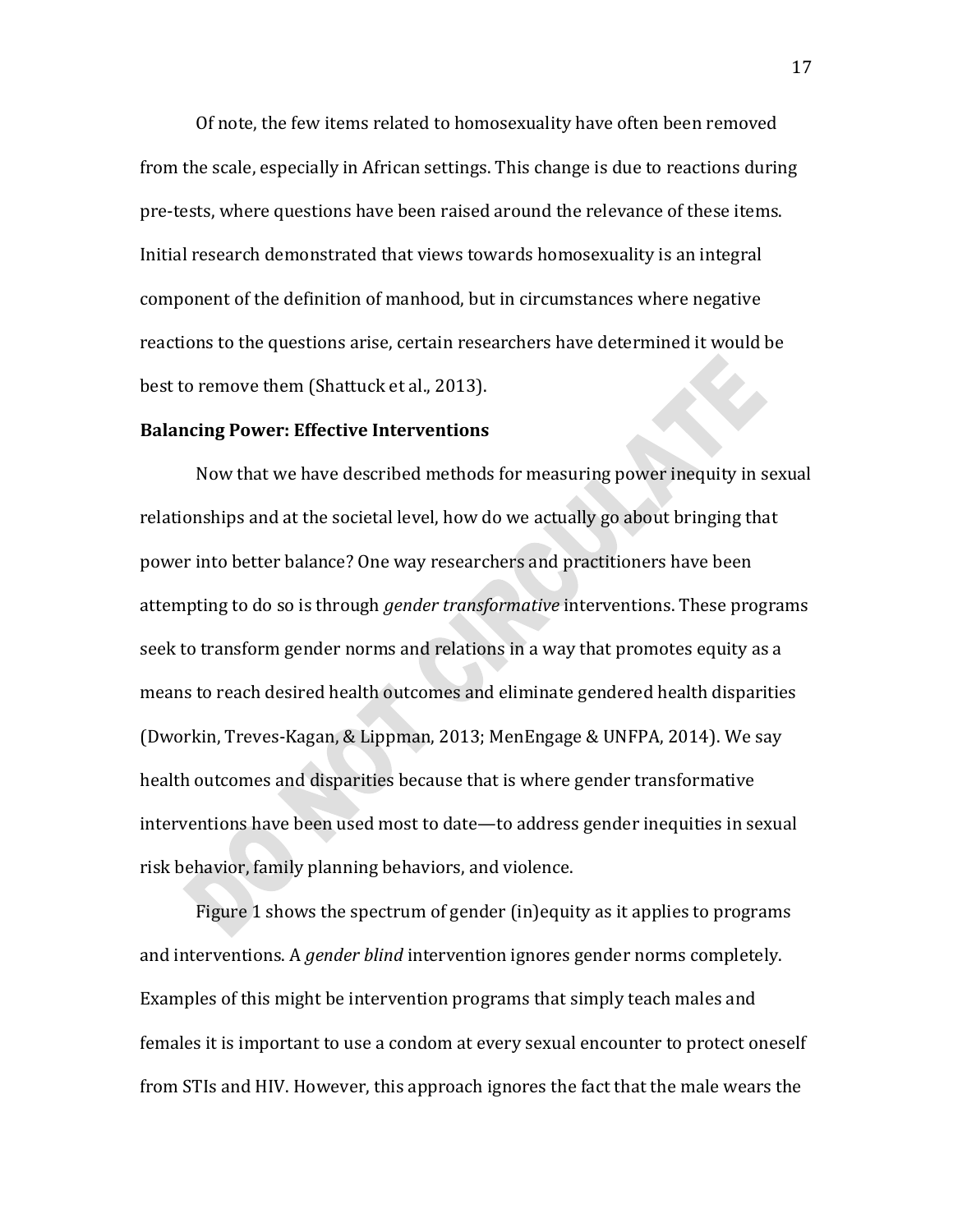Of note, the few items related to homosexuality have often been removed from the scale, especially in African settings. This change is due to reactions during pre-tests, where questions have been raised around the relevance of these items. Initial research demonstrated that views towards homosexuality is an integral component of the definition of manhood, but in circumstances where negative reactions to the questions arise, certain researchers have determined it would be best to remove them (Shattuck et al., 2013).

**Balancing Power: Effective Interventions**

Now that we have described methods for measuring power inequity in sexual relationships and at the societal level, how do we actually go about bringing that power into better balance? One way researchers and practitioners have been attempting to do so is through *gender transformative* interventions. These programs seek to transform gender norms and relations in a way that promotes equity as a means to reach desired health outcomes and eliminate gendered health disparities (Dworkin, Treves-Kagan, & Lippman, 2013; MenEngage & UNFPA, 2014). We say health outcomes and disparities because that is where gender transformative interventions have been used most to date—to address gender inequities in sexual risk behavior, family planning behaviors, and violence.

Figure 1 shows the spectrum of gender (in)equity as it applies to programs and interventions. A *gender blind* intervention ignores gender norms completely. Examples of this might be intervention programs that simply teach males and females it is important to use a condom at every sexual encounter to protect oneself from STIs and HIV. However, this approach ignores the fact that the male wears the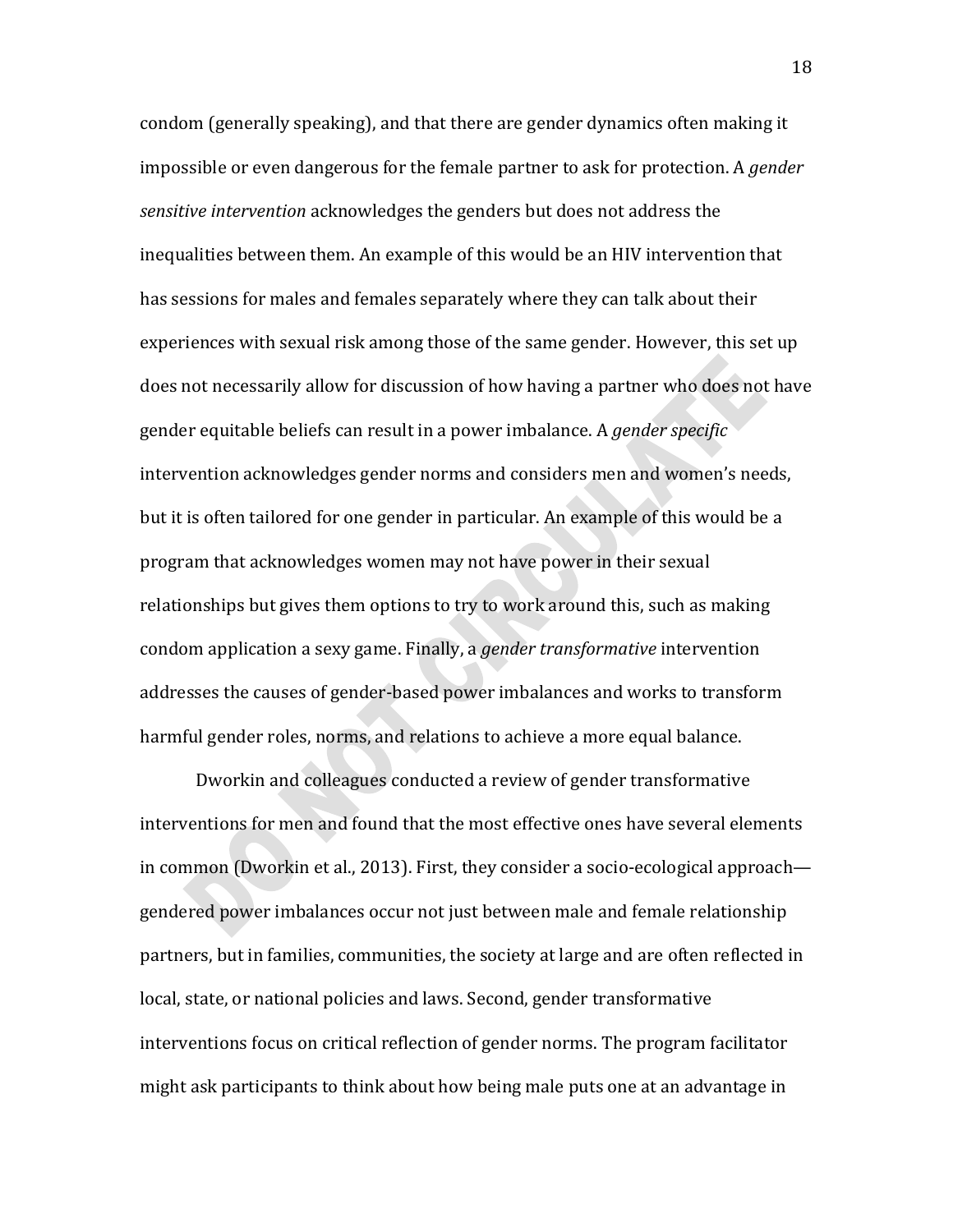condom (generally speaking), and that there are gender dynamics often making it impossible or even dangerous for the female partner to ask for protection. A *gender sensitive intervention* acknowledges the genders but does not address the inequalities between them. An example of this would be an HIV intervention that has sessions for males and females separately where they can talk about their experiences with sexual risk among those of the same gender. However, this set up does not necessarily allow for discussion of how having a partner who does not have gender equitable beliefs can result in a power imbalance. A *gender specific* intervention acknowledges gender norms and considers men and women's needs, but it is often tailored for one gender in particular. An example of this would be a program that acknowledges women may not have power in their sexual relationships but gives them options to try to work around this, such as making condom application a sexy game. Finally, a *gender transformative* intervention addresses the causes of gender-based power imbalances and works to transform harmful gender roles, norms, and relations to achieve a more equal balance.

Dworkin and colleagues conducted a review of gender transformative interventions for men and found that the most effective ones have several elements in common (Dworkin et al., 2013). First, they consider a socio-ecological approach—gendered power imbalances occur not just between male and female relationship partners, but in families, communities, the society at large and are often reflected in local, state, or national policies and laws. Second, gender transformative interventions focus on critical reflection of gender norms. The program facilitator might ask participants to think about how being male puts one at an advantage in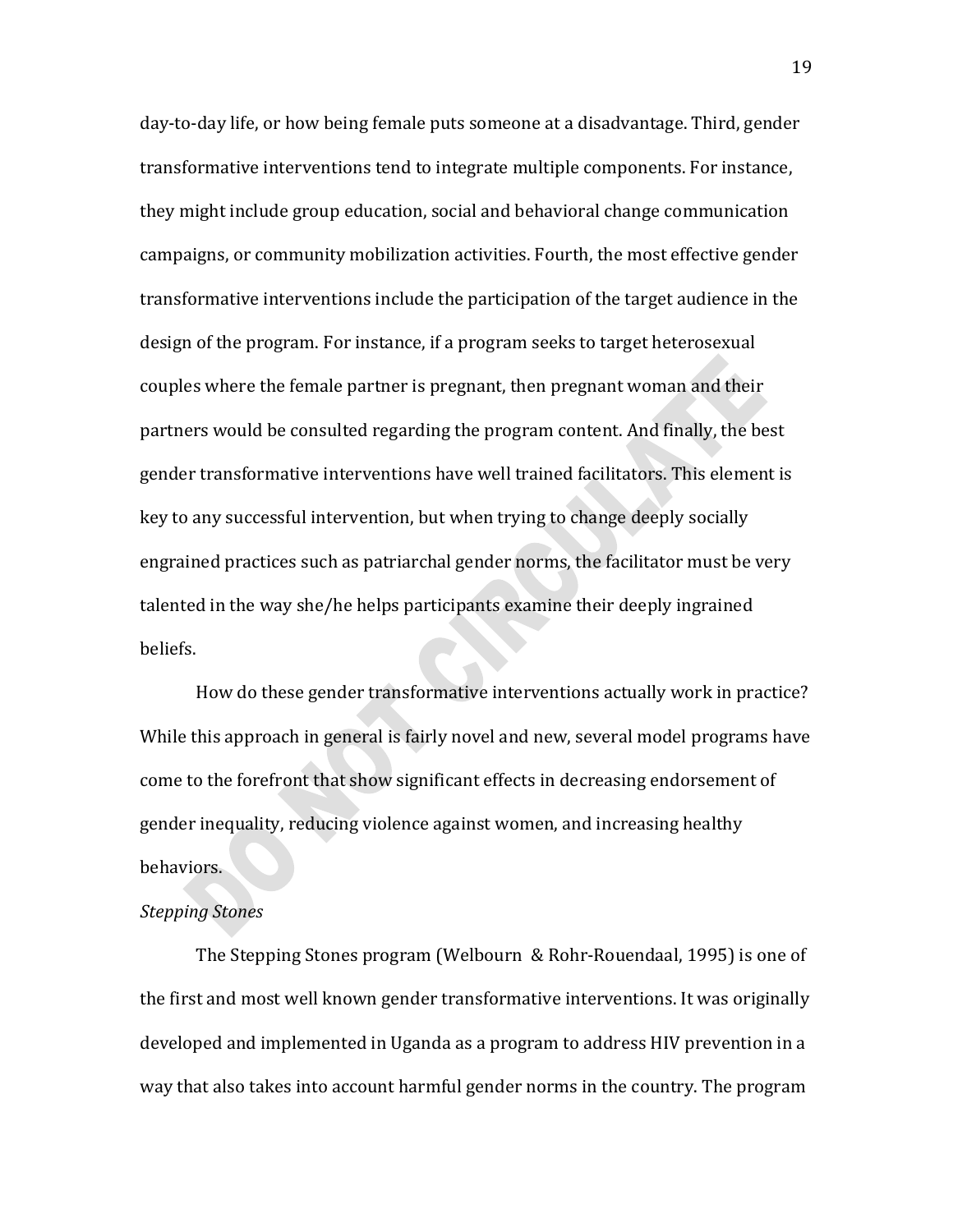day-to-day life, or how being female puts someone at a disadvantage. Third, gender transformative interventions tend to integrate multiple components. For instance, they might include group education, social and behavioral change communication campaigns, or community mobilization activities. Fourth, the most effective gender transformative interventions include the participation of the target audience in the design of the program. For instance, if a program seeks to target heterosexual couples where the female partner is pregnant, then pregnant woman and their partners would be consulted regarding the program content. And finally, the best gender transformative interventions have well trained facilitators. This element is key to any successful intervention, but when trying to change deeply socially engrained practices such as patriarchal gender norms, the facilitator must be very talented in the way she/he helps participants examine their deeply ingrained beliefs.

How do these gender transformative interventions actually work in practice? While this approach in general is fairly novel and new, several model programs have come to the forefront that show significant effects in decreasing endorsement of gender inequality, reducing violence against women, and increasing healthy behaviors.

*Stepping Stones*

The Stepping Stones program (Welbourn & Rohr-Rouendaal, 1995) is one of the first and most well known gender transformative interventions. It was originally developed and implemented in Uganda as a program to address HIV prevention in a way that also takes into account harmful gender norms in the country. The program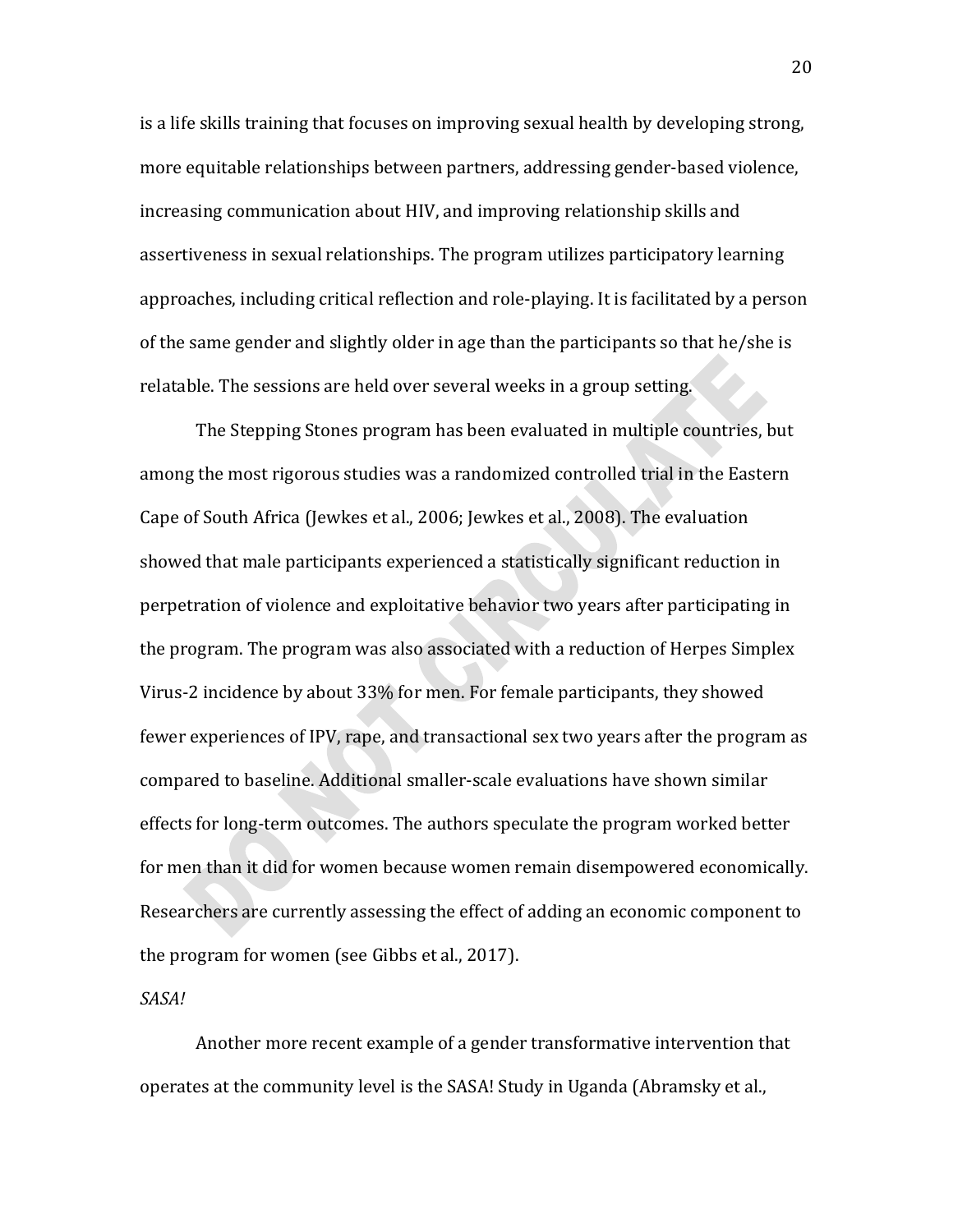is a life skills training that focuses on improving sexual health by developing strong, more equitable relationships between partners, addressing gender-based violence, increasing communication about HIV, and improving relationship skills and assertiveness in sexual relationships. The program utilizes participatory learning approaches, including critical reflection and role-playing. It is facilitated by a person of the same gender and slightly older in age than the participants so that he/she is relatable. The sessions are held over several weeks in a group setting.

The Stepping Stones program has been evaluated in multiple countries, but among the most rigorous studies was a randomized controlled trial in the Eastern Cape of South Africa (Jewkes et al., 2006; Jewkes et al., 2008). The evaluation showed that male participants experienced a statistically significant reduction in perpetration of violence and exploitative behavior two years after participating in the program. The program was also associated with a reduction of Herpes Simplex Virus-2 incidence by about 33% for men. For female participants, they showed fewer experiences of IPV, rape, and transactional sex two years after the program as compared to baseline. Additional smaller-scale evaluations have shown similar effects for long-term outcomes. The authors speculate the program worked better for men than it did for women because women remain disempowered economically. Researchers are currently assessing the effect of adding an economic component to the program for women (see Gibbs et al., 2017).

*SASA!*

Another more recent example of a gender transformative intervention that operates at the community level is the SASA! Study in Uganda (Abramsky et al.,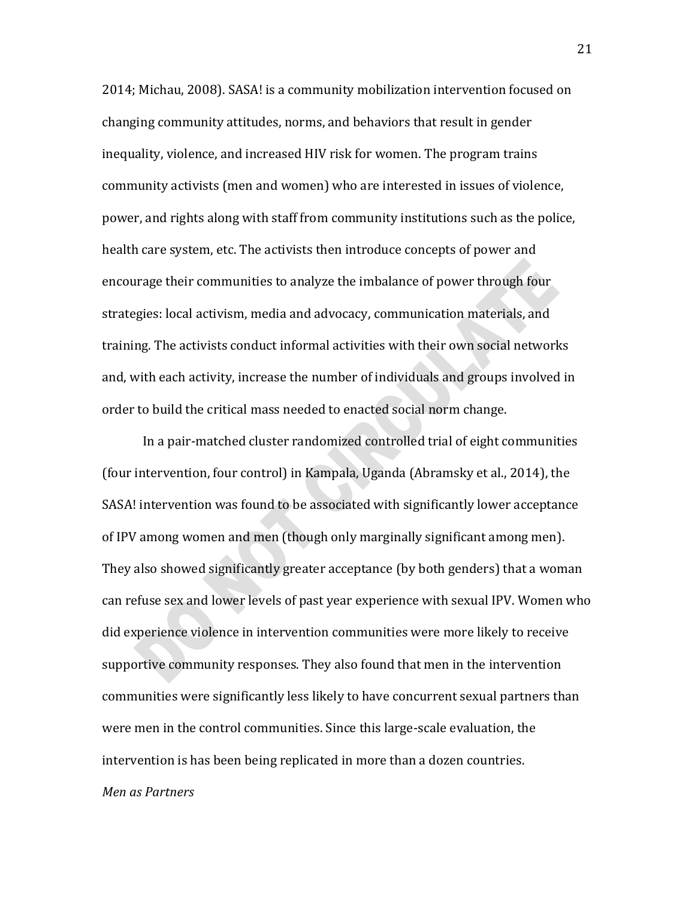2014; Michau, 2008). SASA! is a community mobilization intervention focused on changing community attitudes, norms, and behaviors that result in gender inequality, violence, and increased HIV risk for women. The program trains community activists (men and women) who are interested in issues of violence, power, and rights along with staff from community institutions such as the police, health care system, etc. The activists then introduce concepts of power and encourage their communities to analyze the imbalance of power through four strategies: local activism, media and advocacy, communication materials, and training. The activists conduct informal activities with their own social networks and, with each activity, increase the number of individuals and groups involved in order to build the critical mass needed to enacted social norm change.

In a pair-matched cluster randomized controlled trial of eight communities (four intervention, four control) in Kampala, Uganda (Abramsky et al., 2014), the SASA! intervention was found to be associated with significantly lower acceptance of IPV among women and men (though only marginally significant among men). They also showed significantly greater acceptance (by both genders) that a woman can refuse sex and lower levels of past year experience with sexual IPV. Women who did experience violence in intervention communities were more likely to receive supportive community responses. They also found that men in the intervention communities were significantly less likely to have concurrent sexual partners than were men in the control communities. Since this large-scale evaluation, the intervention is has been being replicated in more than a dozen countries.

*Men as Partners*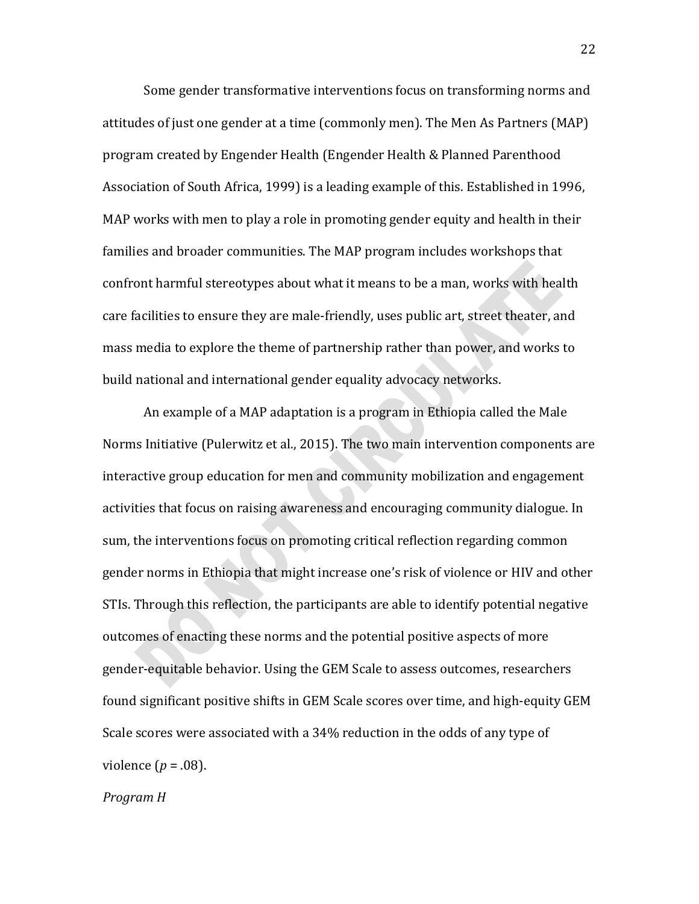Some gender transformative interventions focus on transforming norms and attitudes of just one gender at a time (commonly men). The Men As Partners (MAP) program created by Engender Health (Engender Health & Planned Parenthood Association of South Africa, 1999) is a leading example of this. Established in 1996, MAP works with men to play a role in promoting gender equity and health in their families and broader communities. The MAP program includes workshops that confront harmful stereotypes about what it means to be a man, works with health care facilities to ensure they are male-friendly, uses public art, street theater, and mass media to explore the theme of partnership rather than power, and works to build national and international gender equality advocacy networks.

An example of a MAP adaptation is a program in Ethiopia called the Male Norms Initiative (Pulerwitz et al., 2015). The two main intervention components are interactive group education for men and community mobilization and engagement activities that focus on raising awareness and encouraging community dialogue. In sum, the interventions focus on promoting critical reflection regarding common gender norms in Ethiopia that might increase one's risk of violence or HIV and other STIs. Through this reflection, the participants are able to identify potential negative outcomes of enacting these norms and the potential positive aspects of more gender-equitable behavior. Using the GEM Scale to assess outcomes, researchers found significant positive shifts in GEM Scale scores over time, and high-equity GEM Scale scores were associated with a 34% reduction in the odds of any type of violence ($p = .08$).

*Program H*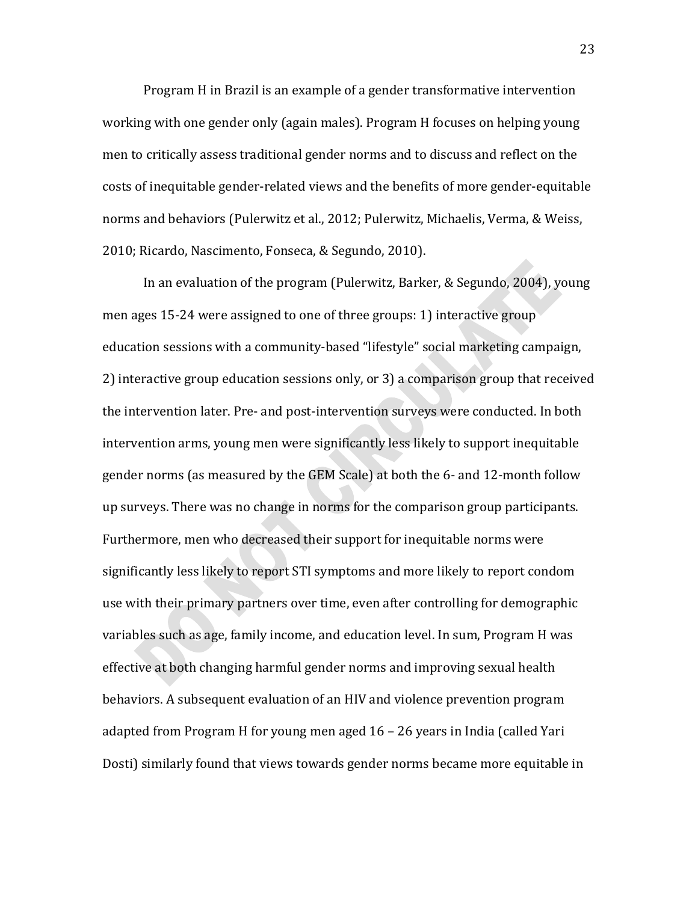Program H in Brazil is an example of a gender transformative intervention working with one gender only (again males). Program H focuses on helping young men to critically assess traditional gender norms and to discuss and reflect on the costs of inequitable gender-related views and the benefits of more gender-equitable norms and behaviors (Pulerwitz et al., 2012; Pulerwitz, Michaelis, Verma, & Weiss, 2010; Ricardo, Nascimento, Fonseca, & Segundo, 2010).

In an evaluation of the program (Pulerwitz, Barker, & Segundo, 2004), young men ages 15-24 were assigned to one of three groups: 1) interactive group education sessions with a community-based "lifestyle" social marketing campaign, 2) interactive group education sessions only, or 3) a comparison group that received the intervention later. Pre- and post-intervention surveys were conducted. In both intervention arms, young men were significantly less likely to support inequitable gender norms (as measured by the GEM Scale) at both the 6- and 12-month follow up surveys. There was no change in norms for the comparison group participants. Furthermore, men who decreased their support for inequitable norms were significantly less likely to report STI symptoms and more likely to report condom use with their primary partners over time, even after controlling for demographic variables such as age, family income, and education level. In sum, Program H was effective at both changing harmful gender norms and improving sexual health behaviors. A subsequent evaluation of an HIV and violence prevention program adapted from Program H for young men aged 16 – 26 years in India (called Yari Dosti) similarly found that views towards gender norms became more equitable in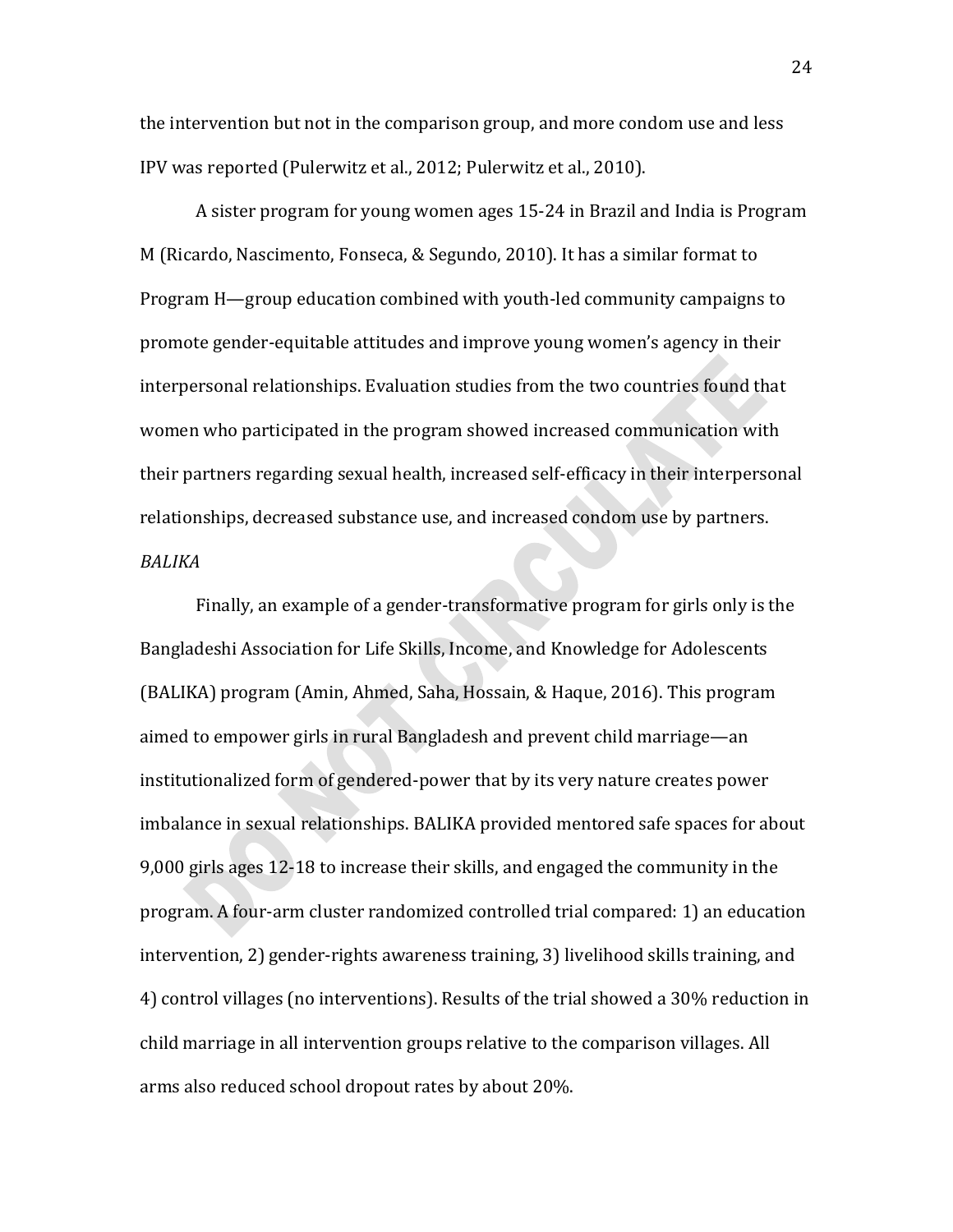the intervention but not in the comparison group, and more condom use and less IPV was reported (Pulerwitz et al., 2012; Pulerwitz et al., 2010).

A sister program for young women ages 15-24 in Brazil and India is Program M (Ricardo, Nascimento, Fonseca, & Segundo, 2010). It has a similar format to Program H—group education combined with youth-led community campaigns to promote gender-equitable attitudes and improve young women's agency in their interpersonal relationships. Evaluation studies from the two countries found that women who participated in the program showed increased communication with their partners regarding sexual health, increased self-efficacy in their interpersonal relationships, decreased substance use, and increased condom use by partners.

*BALIKA*

Finally, an example of a gender-transformative program for girls only is the Bangladeshi Association for Life Skills, Income, and Knowledge for Adolescents (BALIKA) program (Amin, Ahmed, Saha, Hossain, & Haque, 2016). This program aimed to empower girls in rural Bangladesh and prevent child marriage—an institutionalized form of gendered-power that by its very nature creates power imbalance in sexual relationships. BALIKA provided mentored safe spaces for about 9,000 girls ages 12-18 to increase their skills, and engaged the community in the program. A four-arm cluster randomized controlled trial compared: 1) an education intervention, 2) gender-rights awareness training, 3) livelihood skills training, and 4) control villages (no interventions). Results of the trial showed a 30% reduction in child marriage in all intervention groups relative to the comparison villages. All arms also reduced school dropout rates by about 20%.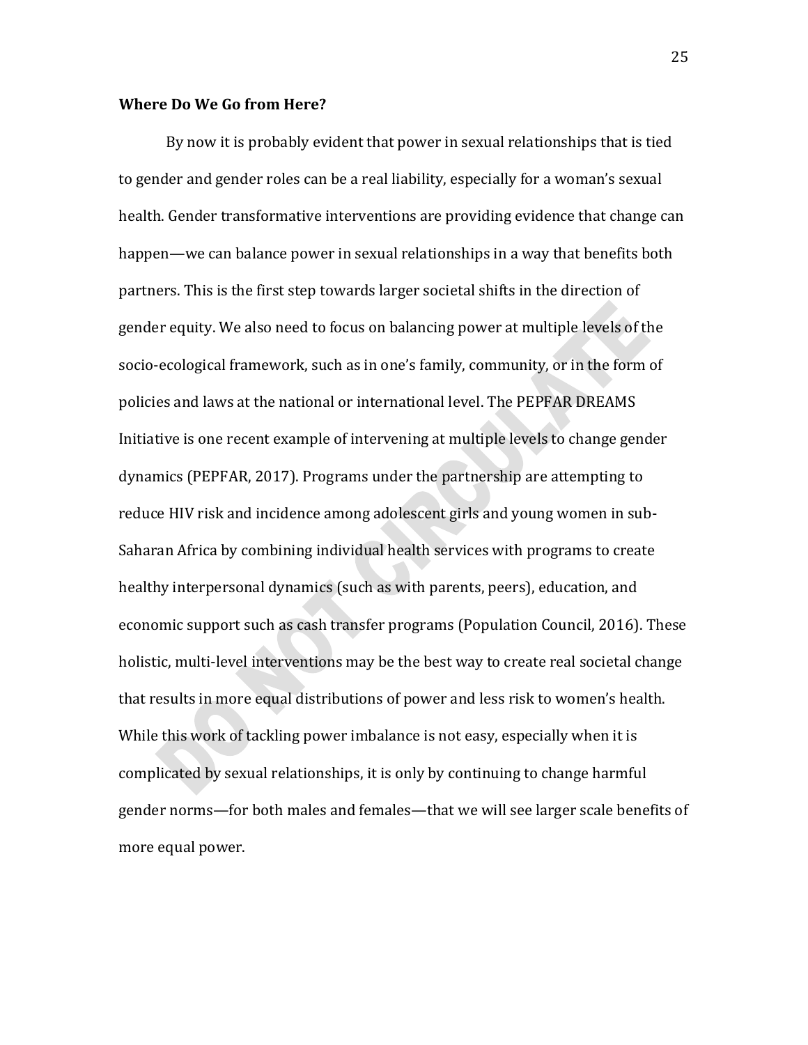**Where Do We Go from Here?**

By now it is probably evident that power in sexual relationships that is tied to gender and gender roles can be a real liability, especially for a woman's sexual health. Gender transformative interventions are providing evidence that change can happen—we can balance power in sexual relationships in a way that benefits both partners. This is the first step towards larger societal shifts in the direction of gender equity. We also need to focus on balancing power at multiple levels of the socio-ecological framework, such as in one's family, community, or in the form of policies and laws at the national or international level. The PEPFAR DREAMS Initiative is one recent example of intervening at multiple levels to change gender dynamics (PEPFAR, 2017). Programs under the partnership are attempting to reduce HIV risk and incidence among adolescent girls and young women in sub-Saharan Africa by combining individual health services with programs to create healthy interpersonal dynamics (such as with parents, peers), education, and economic support such as cash transfer programs (Population Council, 2016). These holistic, multi-level interventions may be the best way to create real societal change that results in more equal distributions of power and less risk to women's health. While this work of tackling power imbalance is not easy, especially when it is complicated by sexual relationships, it is only by continuing to change harmful gender norms—for both males and females—that we will see larger scale benefits of more equal power.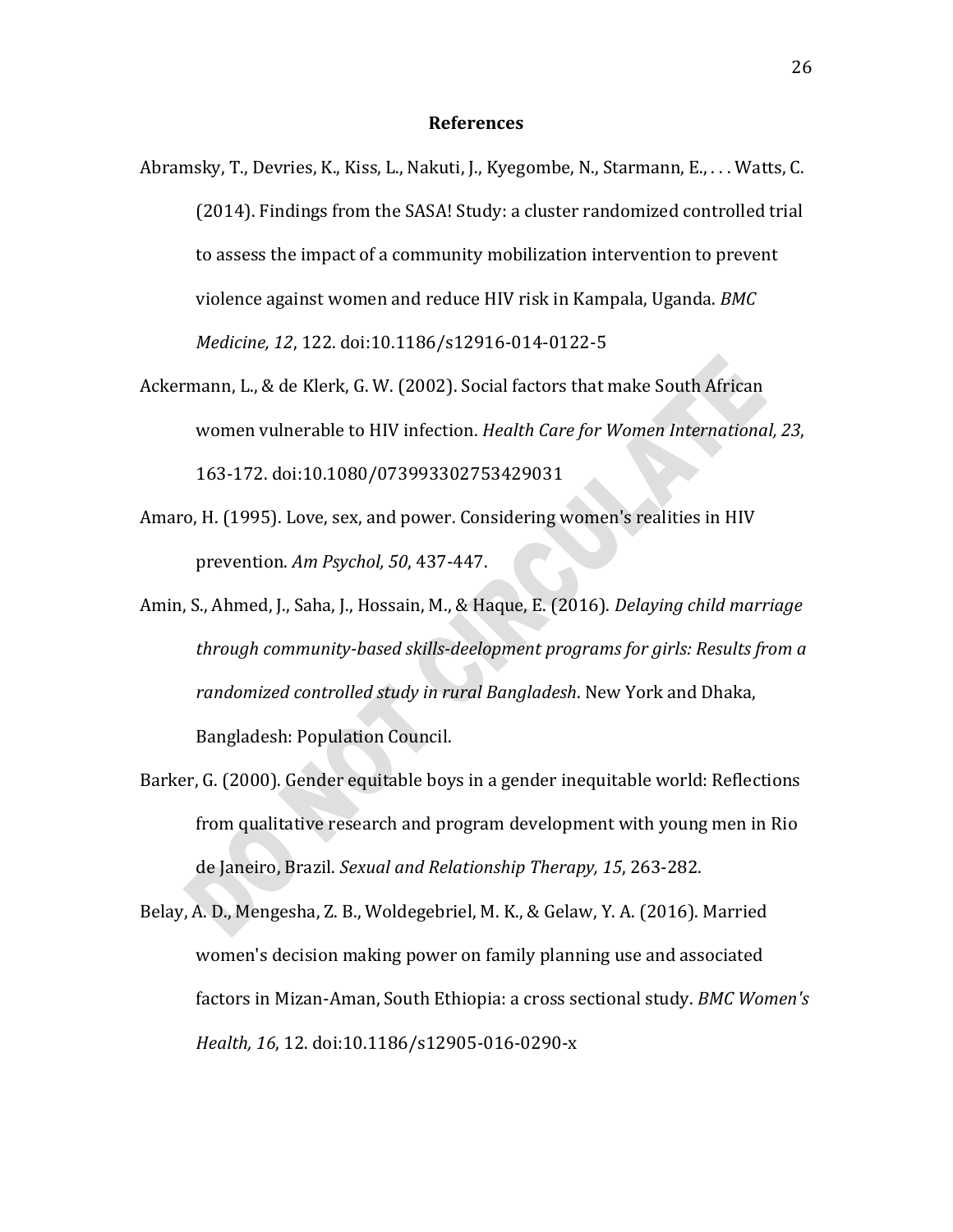## References

Abramsky, T., Devries, K., Kiss, L., Nakuti, J., Kyegombe, N., Starmann, E., . . . Watts, C. (2014). Findings from the SASA! Study: a cluster randomized controlled trial to assess the impact of a community mobilization intervention to prevent violence against women and reduce HIV risk in Kampala, Uganda. *BMC Medicine, 12*, 122. doi:10.1186/s12916-014-0122-5

Ackermann, L., & de Klerk, G. W. (2002). Social factors that make South African women vulnerable to HIV infection. *Health Care for Women International, 23*, 163-172. doi:10.1080/073993302753429031

Amaro, H. (1995). Love, sex, and power. Considering women's realities in HIV prevention. *Am Psychol, 50*, 437-447.

Amin, S., Ahmed, J., Saha, J., Hossain, M., & Haque, E. (2016). *Delaying child marriage through community-based skills-deelopment programs for girls: Results from a randomized controlled study in rural Bangladesh*. New York and Dhaka, Bangladesh: Population Council.

Barker, G. (2000). Gender equitable boys in a gender inequitable world: Reflections from qualitative research and program development with young men in Rio de Janeiro, Brazil. *Sexual and Relationship Therapy, 15*, 263-282.

Belay, A. D., Mengesha, Z. B., Woldegebriel, M. K., & Gelaw, Y. A. (2016). Married women's decision making power on family planning use and associated factors in Mizan-Aman, South Ethiopia: a cross sectional study. *BMC Women's Health, 16*, 12. doi:10.1186/s12905-016-0290-x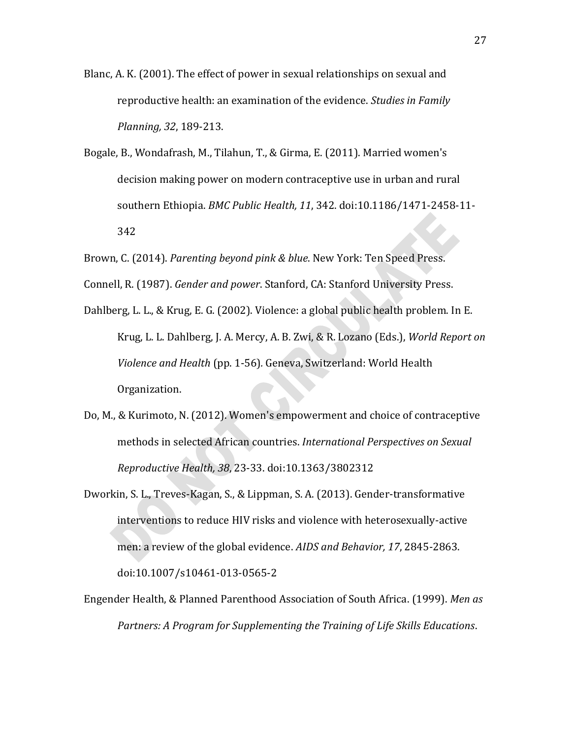Blanc, A. K. (2001). The effect of power in sexual relationships on sexual and reproductive health: an examination of the evidence. *Studies in Family Planning, 32*, 189-213.

Bogale, B., Wondafrash, M., Tilahun, T., & Girma, E. (2011). Married women's decision making power on modern contraceptive use in urban and rural southern Ethiopia. *BMC Public Health, 11*, 342. doi:10.1186/1471-2458-11-342

Brown, C. (2014). *Parenting beyond pink & blue*. New York: Ten Speed Press.

Connell, R. (1987). *Gender and power*. Stanford, CA: Stanford University Press.

Dahlberg, L. L., & Krug, E. G. (2002). Violence: a global public health problem. In E. Krug, L. L. Dahlberg, J. A. Mercy, A. B. Zwi, & R. Lozano (Eds.), *World Report on Violence and Health* (pp. 1-56). Geneva, Switzerland: World Health Organization.

Do, M., & Kurimoto, N. (2012). Women's empowerment and choice of contraceptive methods in selected African countries. *International Perspectives on Sexual Reproductive Health, 38*, 23-33. doi:10.1363/3802312

Dworkin, S. L., Treves-Kagan, S., & Lippman, S. A. (2013). Gender-transformative interventions to reduce HIV risks and violence with heterosexually-active men: a review of the global evidence. *AIDS and Behavior, 17*, 2845-2863. doi:10.1007/s10461-013-0565-2

Engender Health, & Planned Parenthood Association of South Africa. (1999). *Men as Partners: A Program for Supplementing the Training of Life Skills Educations*.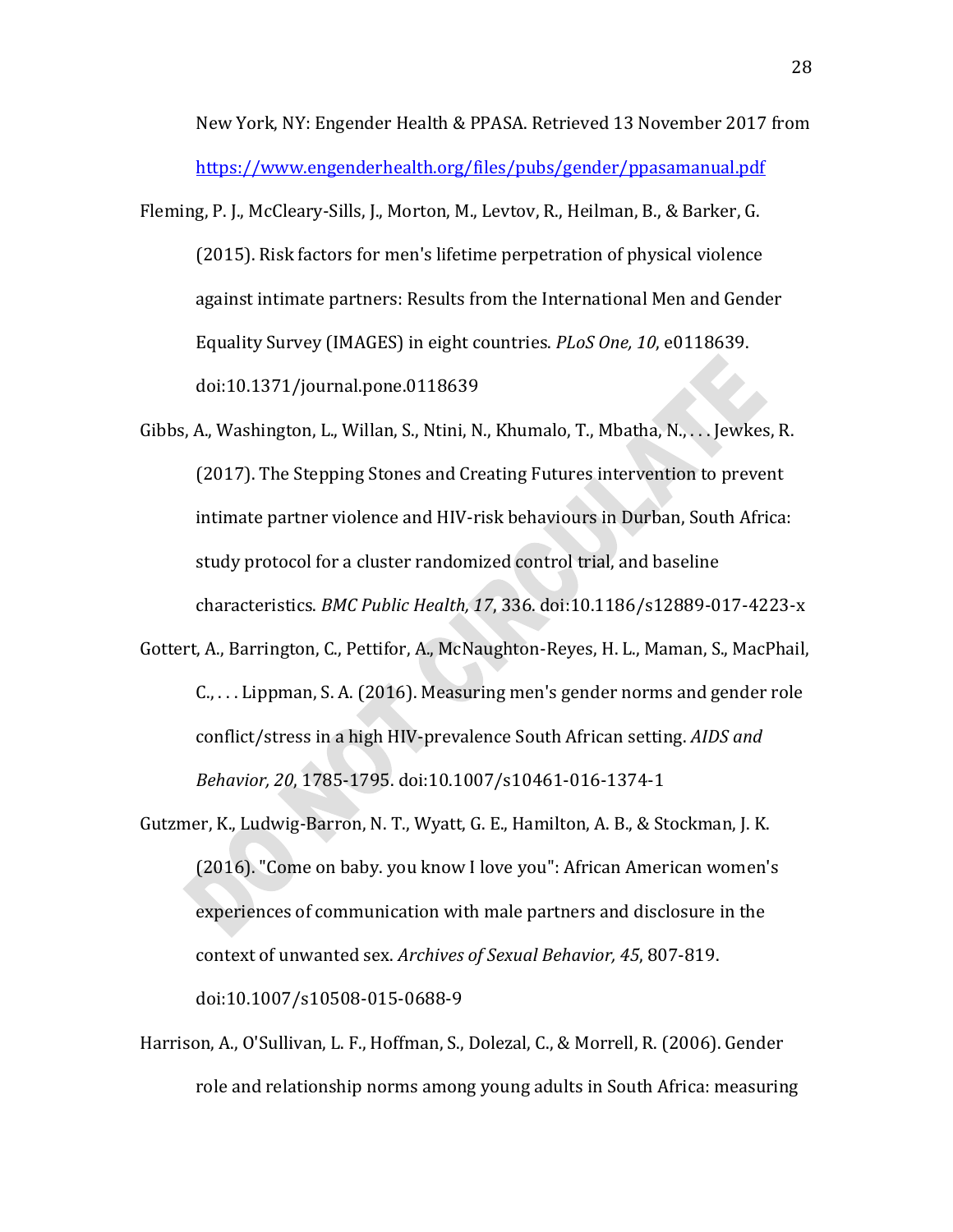New York, NY: Engender Health & PPASA. Retrieved 13 November 2017 from https://www.engenderhealth.org/files/pubs/gender/ppasamanual.pdf

Fleming, P. J., McCleary-Sills, J., Morton, M., Levtov, R., Heilman, B., & Barker, G. (2015). Risk factors for men's lifetime perpetration of physical violence against intimate partners: Results from the International Men and Gender Equality Survey (IMAGES) in eight countries. *PLoS One, 10*, e0118639. doi:10.1371/journal.pone.0118639

Gibbs, A., Washington, L., Willan, S., Ntini, N., Khumalo, T., Mbatha, N., . . . Jewkes, R. (2017). The Stepping Stones and Creating Futures intervention to prevent intimate partner violence and HIV-risk behaviours in Durban, South Africa: study protocol for a cluster randomized control trial, and baseline characteristics. *BMC Public Health, 17*, 336. doi:10.1186/s12889-017-4223-x

Gottert, A., Barrington, C., Pettifor, A., McNaughton-Reyes, H. L., Maman, S., MacPhail, C., . . . Lippman, S. A. (2016). Measuring men's gender norms and gender role conflict/stress in a high HIV-prevalence South African setting. *AIDS and Behavior, 20*, 1785-1795. doi:10.1007/s10461-016-1374-1

Gutzmer, K., Ludwig-Barron, N. T., Wyatt, G. E., Hamilton, A. B., & Stockman, J. K. (2016). "Come on baby. you know I love you": African American women's experiences of communication with male partners and disclosure in the context of unwanted sex. *Archives of Sexual Behavior, 45*, 807-819. doi:10.1007/s10508-015-0688-9

Harrison, A., O'Sullivan, L. F., Hoffman, S., Dolezal, C., & Morrell, R. (2006). Gender role and relationship norms among young adults in South Africa: measuring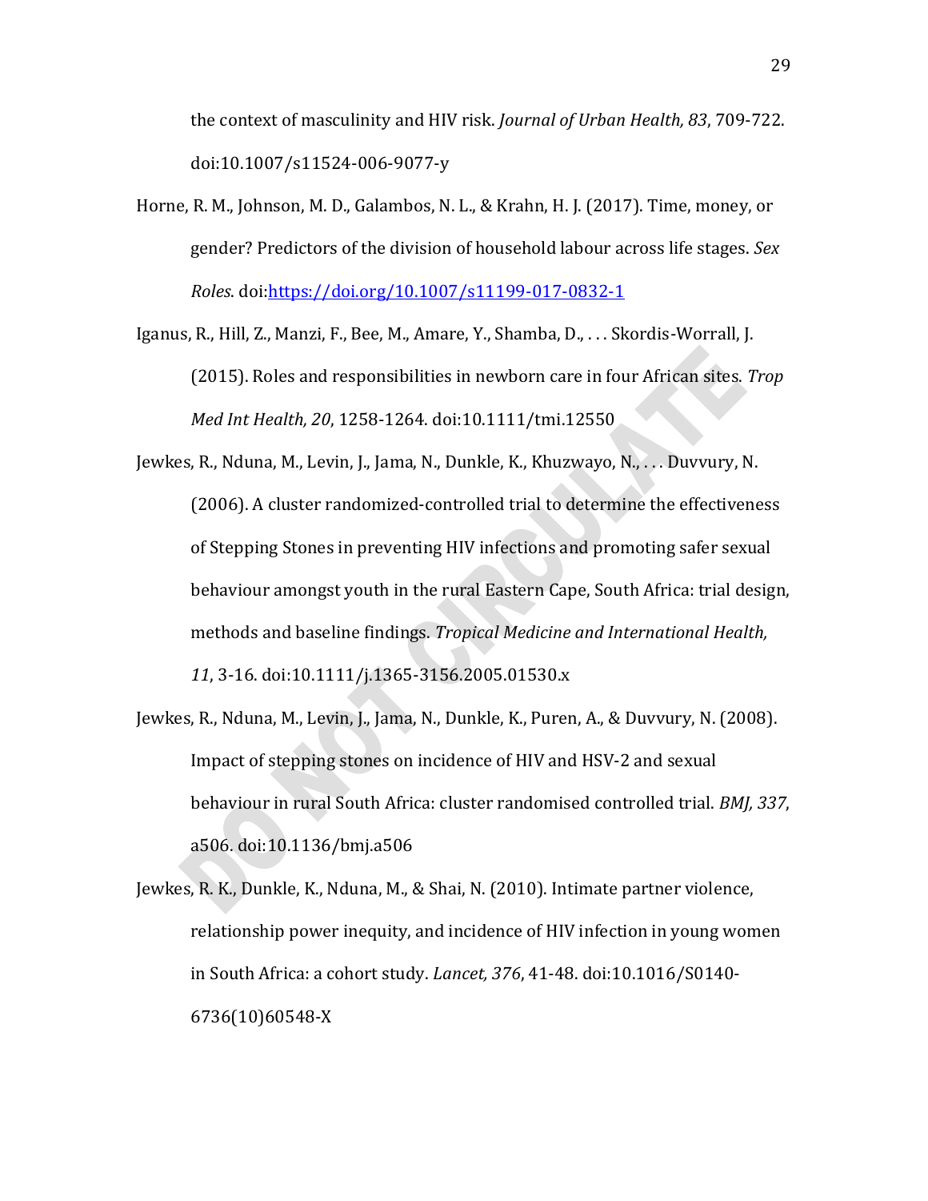the context of masculinity and HIV risk. *Journal of Urban Health, 83*, 709-722. doi:10.1007/s11524-006-9077-y

Horne, R. M., Johnson, M. D., Galambos, N. L., & Krahn, H. J. (2017). Time, money, or gender? Predictors of the division of household labour across life stages. *Sex Roles*. doi:https://doi.org/10.1007/s11199-017-0832-1

Iganus, R., Hill, Z., Manzi, F., Bee, M., Amare, Y., Shamba, D., . . . Skordis-Worrall, J. (2015). Roles and responsibilities in newborn care in four African sites. *Trop Med Int Health, 20*, 1258-1264. doi:10.1111/tmi.12550

Jewkes, R., Nduna, M., Levin, J., Jama, N., Dunkle, K., Khuzwayo, N., . . . Duvvury, N. (2006). A cluster randomized-controlled trial to determine the effectiveness of Stepping Stones in preventing HIV infections and promoting safer sexual behaviour amongst youth in the rural Eastern Cape, South Africa: trial design, methods and baseline findings. *Tropical Medicine and International Health, 11*, 3-16. doi:10.1111/j.1365-3156.2005.01530.x

Jewkes, R., Nduna, M., Levin, J., Jama, N., Dunkle, K., Puren, A., & Duvvury, N. (2008). Impact of stepping stones on incidence of HIV and HSV-2 and sexual behaviour in rural South Africa: cluster randomised controlled trial. *BMJ, 337*, a506. doi:10.1136/bmj.a506

Jewkes, R. K., Dunkle, K., Nduna, M., & Shai, N. (2010). Intimate partner violence, relationship power inequity, and incidence of HIV infection in young women in South Africa: a cohort study. *Lancet, 376*, 41-48. doi:10.1016/S0140-6736(10)60548-X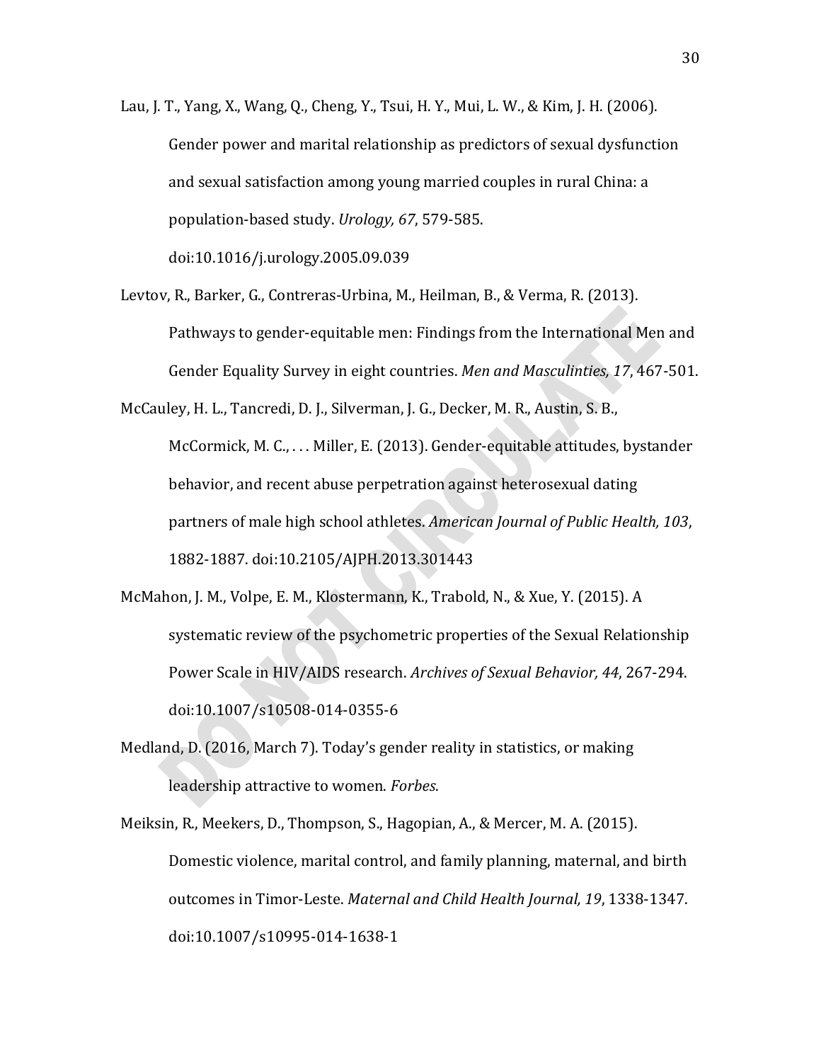Lau, J. T., Yang, X., Wang, Q., Cheng, Y., Tsui, H. Y., Mui, L. W., & Kim, J. H. (2006). Gender power and marital relationship as predictors of sexual dysfunction and sexual satisfaction among young married couples in rural China: a population-based study. *Urology, 67*, 579-585. doi:10.1016/j.urology.2005.09.039

Levtov, R., Barker, G., Contreras-Urbina, M., Heilman, B., & Verma, R. (2013). Pathways to gender-equitable men: Findings from the International Men and Gender Equality Survey in eight countries. *Men and Masculinties, 17*, 467-501.

McCauley, H. L., Tancredi, D. J., Silverman, J. G., Decker, M. R., Austin, S. B., McCormick, M. C., . . . Miller, E. (2013). Gender-equitable attitudes, bystander behavior, and recent abuse perpetration against heterosexual dating partners of male high school athletes. *American Journal of Public Health, 103*, 1882-1887. doi:10.2105/AJPH.2013.301443

McMahon, J. M., Volpe, E. M., Klostermann, K., Trabold, N., & Xue, Y. (2015). A systematic review of the psychometric properties of the Sexual Relationship Power Scale in HIV/AIDS research. *Archives of Sexual Behavior, 44*, 267-294. doi:10.1007/s10508-014-0355-6

Medland, D. (2016, March 7). Today's gender reality in statistics, or making leadership attractive to women. *Forbes*.

Meiksin, R., Meekers, D., Thompson, S., Hagopian, A., & Mercer, M. A. (2015). Domestic violence, marital control, and family planning, maternal, and birth outcomes in Timor-Leste. *Maternal and Child Health Journal, 19*, 1338-1347. doi:10.1007/s10995-014-1638-1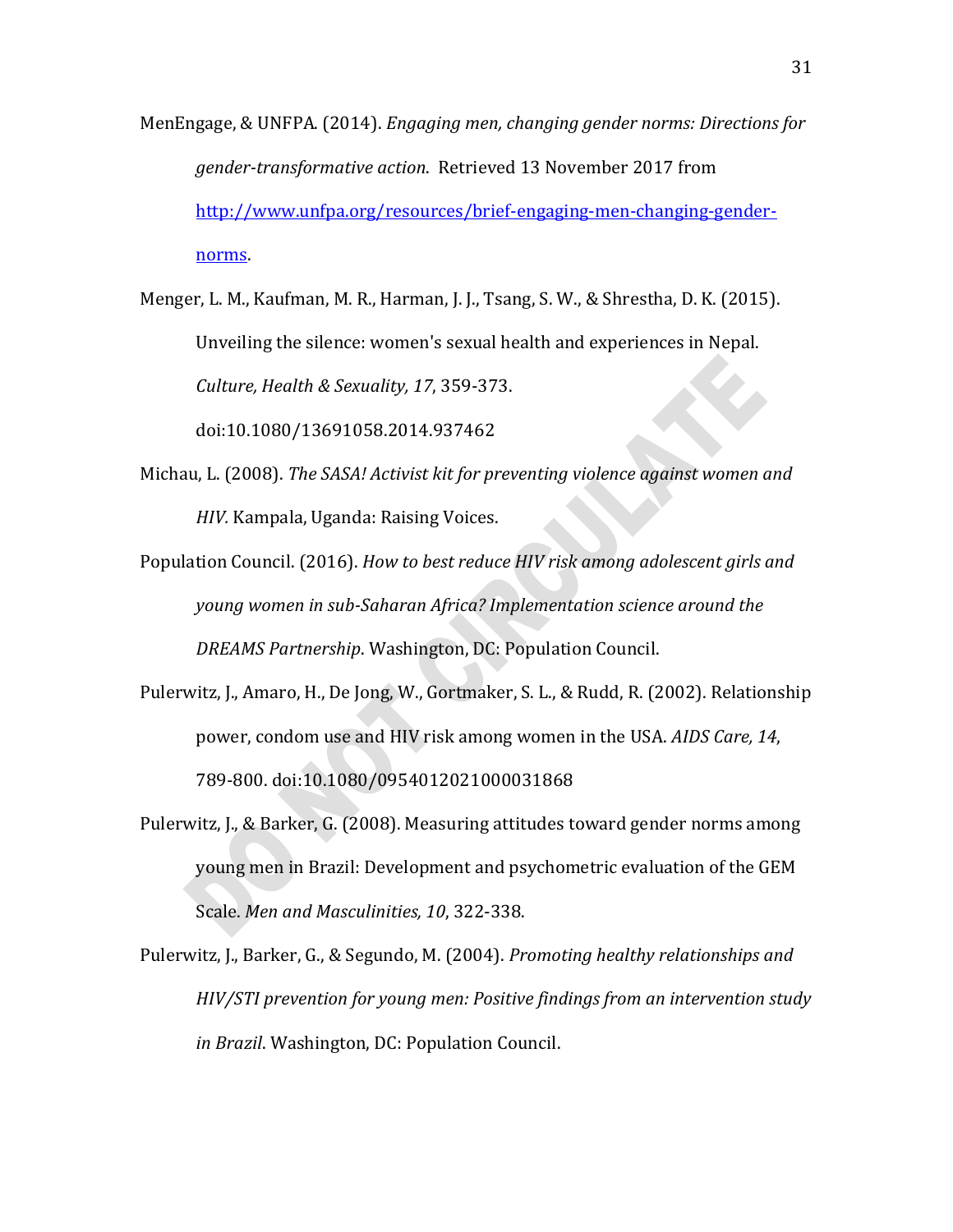MenEngage, & UNFPA. (2014). *Engaging men, changing gender norms: Directions for gender-transformative action*. Retrieved 13 November 2017 from http://www.unfpa.org/resources/brief-engaging-men-changing-gender-norms.

Menger, L. M., Kaufman, M. R., Harman, J. J., Tsang, S. W., & Shrestha, D. K. (2015). Unveiling the silence: women's sexual health and experiences in Nepal. *Culture, Health & Sexuality, 17*, 359-373. doi:10.1080/13691058.2014.937462

Michau, L. (2008). *The SASA! Activist kit for preventing violence against women and HIV.* Kampala, Uganda: Raising Voices.

Population Council. (2016). *How to best reduce HIV risk among adolescent girls and young women in sub-Saharan Africa? Implementation science around the DREAMS Partnership*. Washington, DC: Population Council.

Pulerwitz, J., Amaro, H., De Jong, W., Gortmaker, S. L., & Rudd, R. (2002). Relationship power, condom use and HIV risk among women in the USA. *AIDS Care, 14*, 789-800. doi:10.1080/0954012021000031868

Pulerwitz, J., & Barker, G. (2008). Measuring attitudes toward gender norms among young men in Brazil: Development and psychometric evaluation of the GEM Scale. *Men and Masculinities, 10*, 322-338.

Pulerwitz, J., Barker, G., & Segundo, M. (2004). *Promoting healthy relationships and HIV/STI prevention for young men: Positive findings from an intervention study in Brazil*. Washington, DC: Population Council.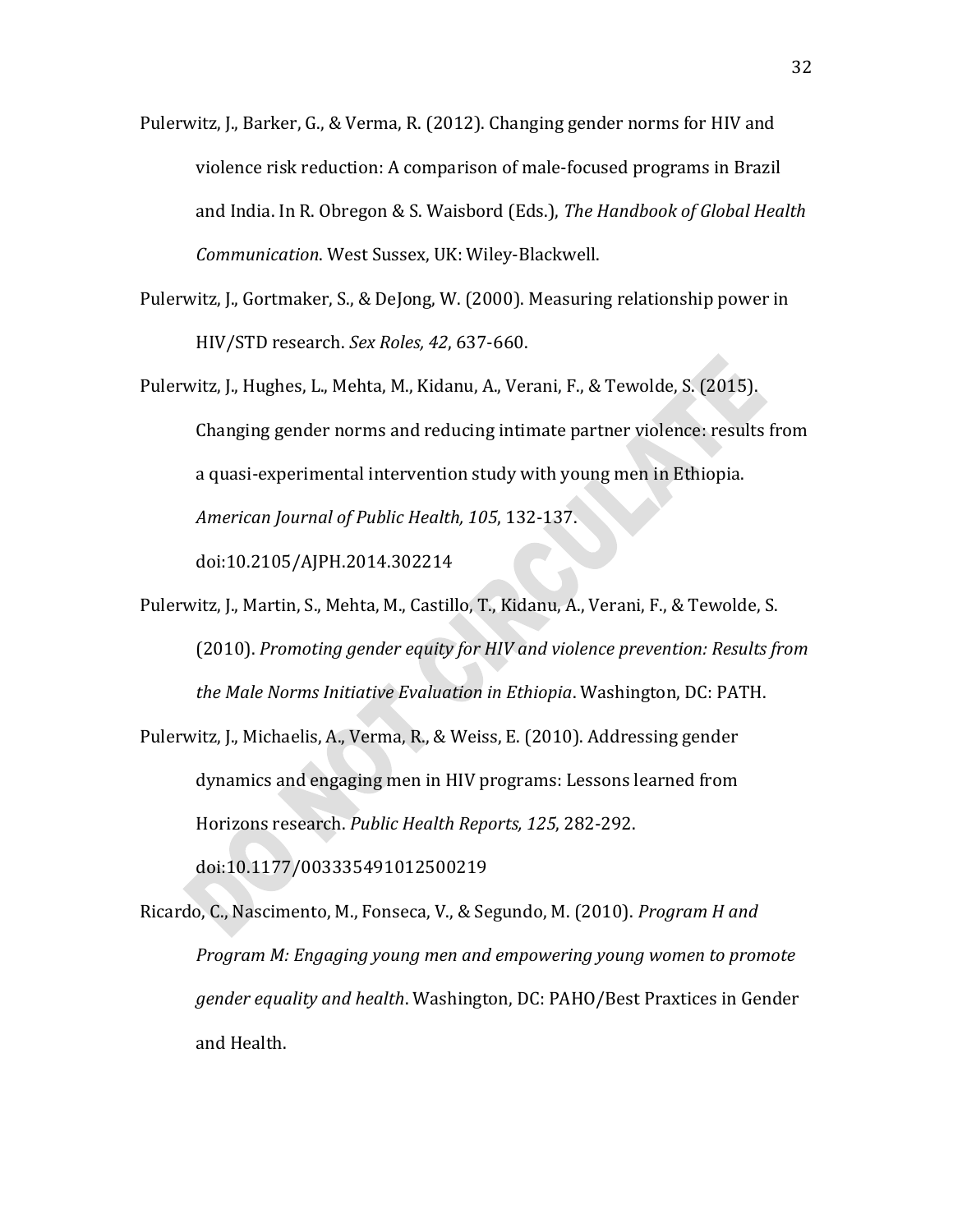Pulerwitz, J., Barker, G., & Verma, R. (2012). Changing gender norms for HIV and violence risk reduction: A comparison of male-focused programs in Brazil and India. In R. Obregon & S. Waisbord (Eds.), *The Handbook of Global Health Communication*. West Sussex, UK: Wiley-Blackwell.

Pulerwitz, J., Gortmaker, S., & DeJong, W. (2000). Measuring relationship power in HIV/STD research. *Sex Roles, 42*, 637-660.

Pulerwitz, J., Hughes, L., Mehta, M., Kidanu, A., Verani, F., & Tewolde, S. (2015). Changing gender norms and reducing intimate partner violence: results from a quasi-experimental intervention study with young men in Ethiopia. *American Journal of Public Health, 105*, 132-137. doi:10.2105/AJPH.2014.302214

Pulerwitz, J., Martin, S., Mehta, M., Castillo, T., Kidanu, A., Verani, F., & Tewolde, S. (2010). *Promoting gender equity for HIV and violence prevention: Results from the Male Norms Initiative Evaluation in Ethiopia*. Washington, DC: PATH.

Pulerwitz, J., Michaelis, A., Verma, R., & Weiss, E. (2010). Addressing gender dynamics and engaging men in HIV programs: Lessons learned from Horizons research. *Public Health Reports, 125*, 282-292. doi:10.1177/003335491012500219

Ricardo, C., Nascimento, M., Fonseca, V., & Segundo, M. (2010). *Program H and Program M: Engaging young men and empowering young women to promote gender equality and health*. Washington, DC: PAHO/Best Praxtices in Gender and Health.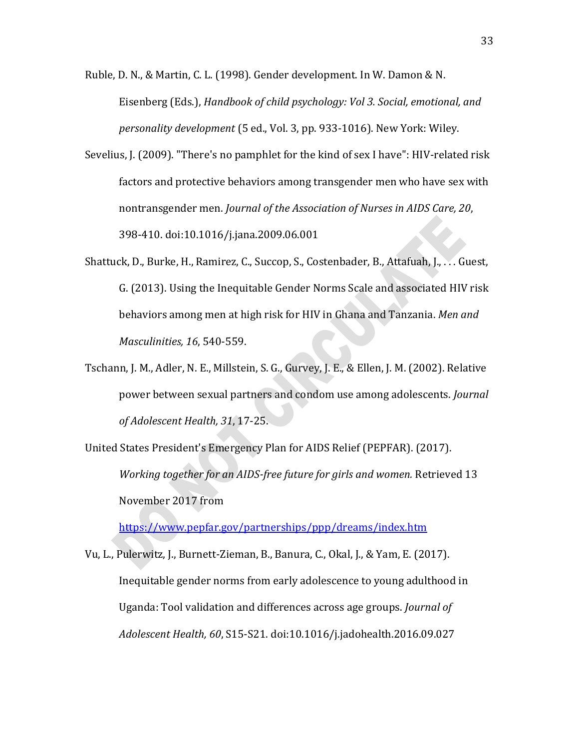Ruble, D. N., & Martin, C. L. (1998). Gender development. In W. Damon & N. Eisenberg (Eds.), *Handbook of child psychology: Vol 3. Social, emotional, and personality development* (5 ed., Vol. 3, pp. 933-1016). New York: Wiley.

Sevelius, J. (2009). "There's no pamphlet for the kind of sex I have": HIV-related risk factors and protective behaviors among transgender men who have sex with nontransgender men. *Journal of the Association of Nurses in AIDS Care, 20*, 398-410. doi:10.1016/j.jana.2009.06.001

Shattuck, D., Burke, H., Ramirez, C., Succop, S., Costenbader, B., Attafuah, J., . . . Guest, G. (2013). Using the Inequitable Gender Norms Scale and associated HIV risk behaviors among men at high risk for HIV in Ghana and Tanzania. *Men and Masculinities, 16*, 540-559.

Tschann, J. M., Adler, N. E., Millstein, S. G., Gurvey, J. E., & Ellen, J. M. (2002). Relative power between sexual partners and condom use among adolescents. *Journal of Adolescent Health, 31*, 17-25.

United States President's Emergency Plan for AIDS Relief (PEPFAR). (2017). *Working together for an AIDS-free future for girls and women.* Retrieved 13 November 2017 from https://www.pepfar.gov/partnerships/ppp/dreams/index.htm

Vu, L., Pulerwitz, J., Burnett-Zieman, B., Banura, C., Okal, J., & Yam, E. (2017). Inequitable gender norms from early adolescence to young adulthood in Uganda: Tool validation and differences across age groups. *Journal of Adolescent Health, 60*, S15-S21. doi:10.1016/j.jadohealth.2016.09.027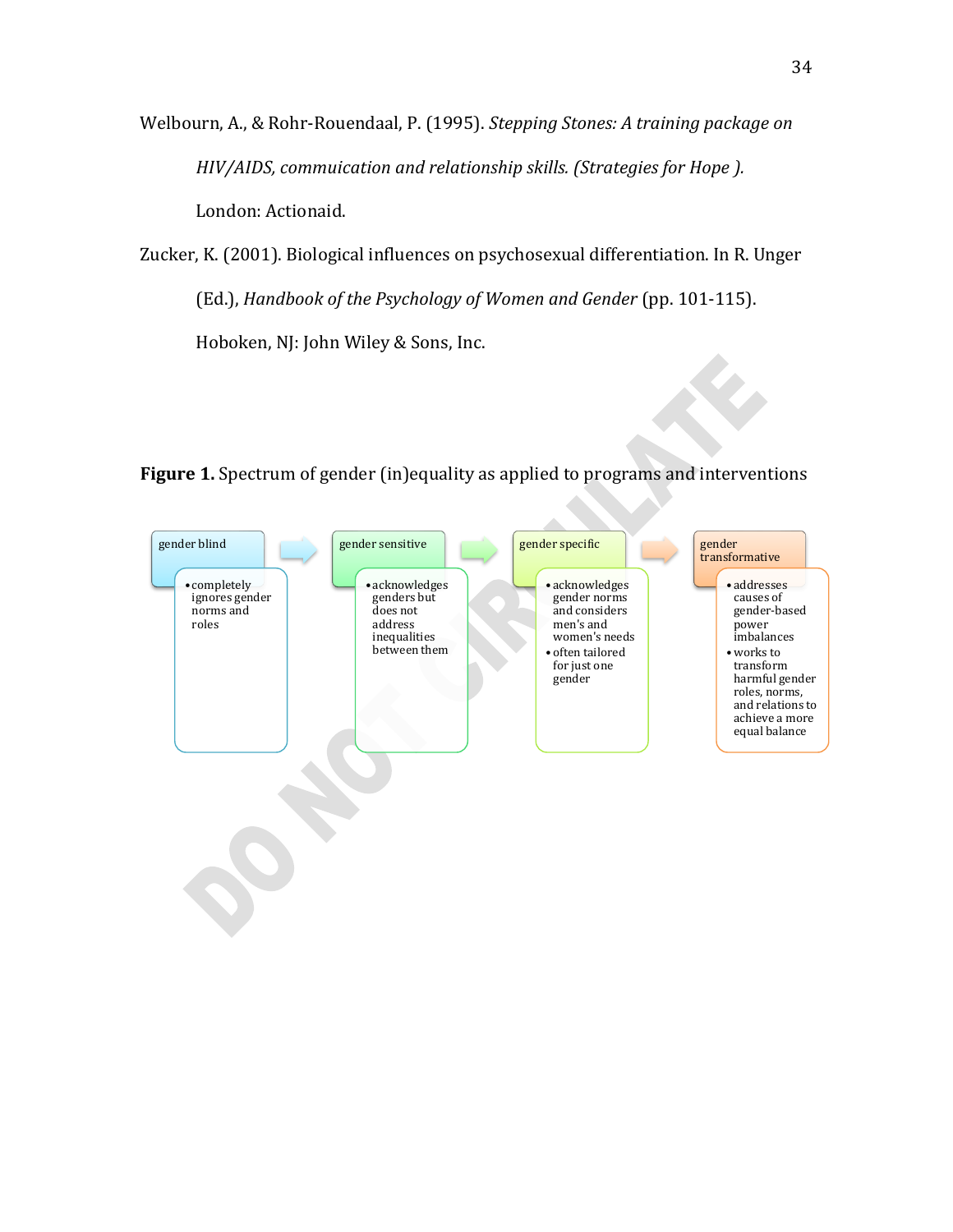Welbourn, A., & Rohr-Rouendaal, P. (1995). *Stepping Stones: A training package on HIV/AIDS, commuication and relationship skills. (Strategies for Hope ).* London: Actionaid.

Zucker, K. (2001). Biological influences on psychosexual differentiation. In R. Unger (Ed.), *Handbook of the Psychology of Women and Gender* (pp. 101-115). Hoboken, NJ: John Wiley & Sons, Inc.

**Figure 1.** Spectrum of gender (in)equality as applied to programs and interventions

| gender blind | gender sensitive | gender specific | gender transformative |
|---|---|---|---|
| • completely ignores gender norms and roles | • acknowledges genders but does not address inequalities between them | • acknowledges gender norms and considers men's and women's needs<br>• often tailored for just one gender | • addresses causes of gender-based power imbalances<br>• works to transform harmful gender roles, norms, and relations to achieve a more equal balance |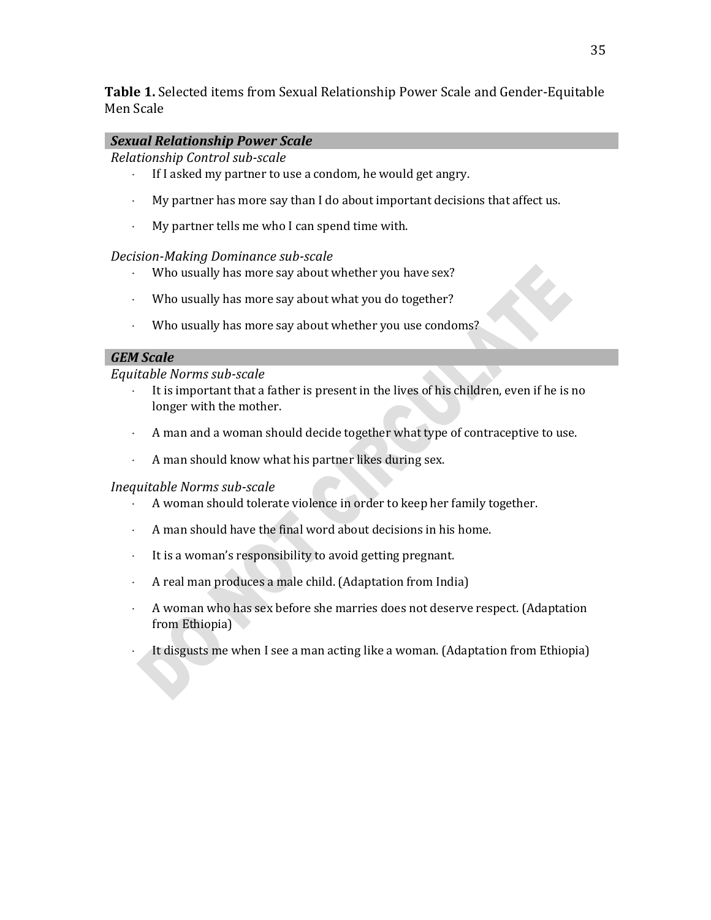**Table 1.** Selected items from Sexual Relationship Power Scale and Gender-Equitable Men Scale

***Sexual Relationship Power Scale***

*Relationship Control sub-scale*

- If I asked my partner to use a condom, he would get angry.
- My partner has more say than I do about important decisions that affect us.
- My partner tells me who I can spend time with.

*Decision-Making Dominance sub-scale*

- Who usually has more say about whether you have sex?
- Who usually has more say about what you do together?
- Who usually has more say about whether you use condoms?

***GEM Scale***

*Equitable Norms sub-scale*

- It is important that a father is present in the lives of his children, even if he is no longer with the mother.
- A man and a woman should decide together what type of contraceptive to use.
- A man should know what his partner likes during sex.

*Inequitable Norms sub-scale*

- A woman should tolerate violence in order to keep her family together.
- A man should have the final word about decisions in his home.
- It is a woman's responsibility to avoid getting pregnant.
- A real man produces a male child. (Adaptation from India)
- A woman who has sex before she marries does not deserve respect. (Adaptation from Ethiopia)
- It disgusts me when I see a man acting like a woman. (Adaptation from Ethiopia)